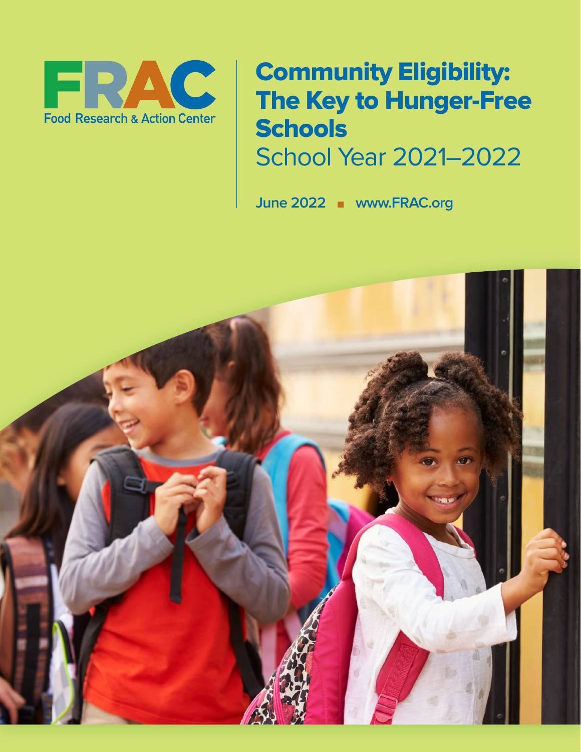FRAC

Food Research & Action Center

# Community Eligibility: The Key to Hunger-Free Schools

## School Year 2021–2022

June 2022 ■ www.FRAC.org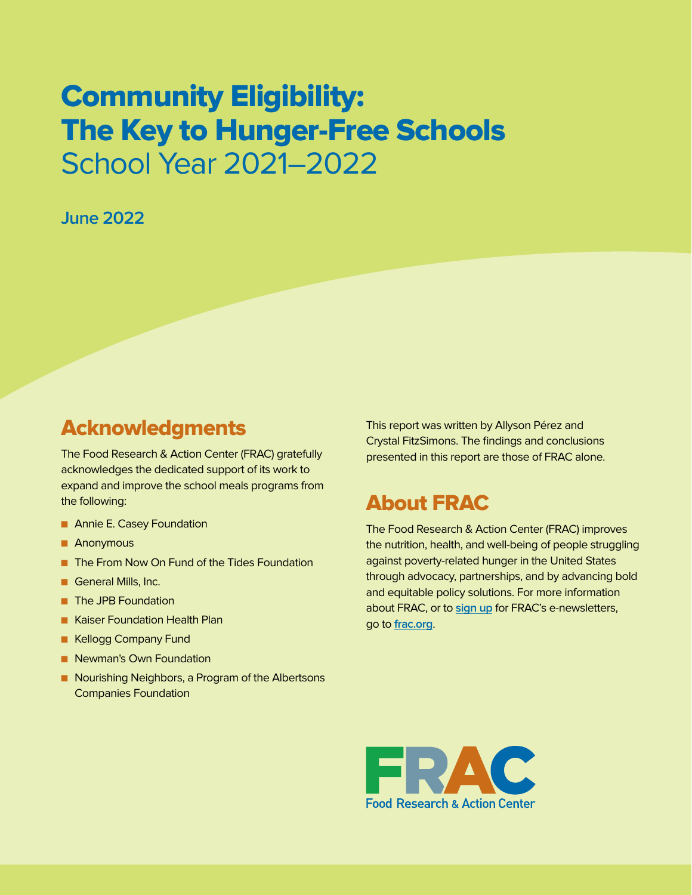# Community Eligibility: The Key to Hunger-Free Schools

School Year 2021–2022

**June 2022**

## Acknowledgments

The Food Research & Action Center (FRAC) gratefully acknowledges the dedicated support of its work to expand and improve the school meals programs from the following:

- Annie E. Casey Foundation
- Anonymous
- The From Now On Fund of the Tides Foundation
- General Mills, Inc.
- The JPB Foundation
- Kaiser Foundation Health Plan
- Kellogg Company Fund
- Newman's Own Foundation
- Nourishing Neighbors, a Program of the Albertsons Companies Foundation

This report was written by Allyson Pérez and Crystal FitzSimons. The findings and conclusions presented in this report are those of FRAC alone.

## About FRAC

The Food Research & Action Center (FRAC) improves the nutrition, health, and well-being of people struggling against poverty-related hunger in the United States through advocacy, partnerships, and by advancing bold and equitable policy solutions. For more information about FRAC, or to sign up for FRAC's e-newsletters, go to frac.org.

FRAC
Food Research & Action Center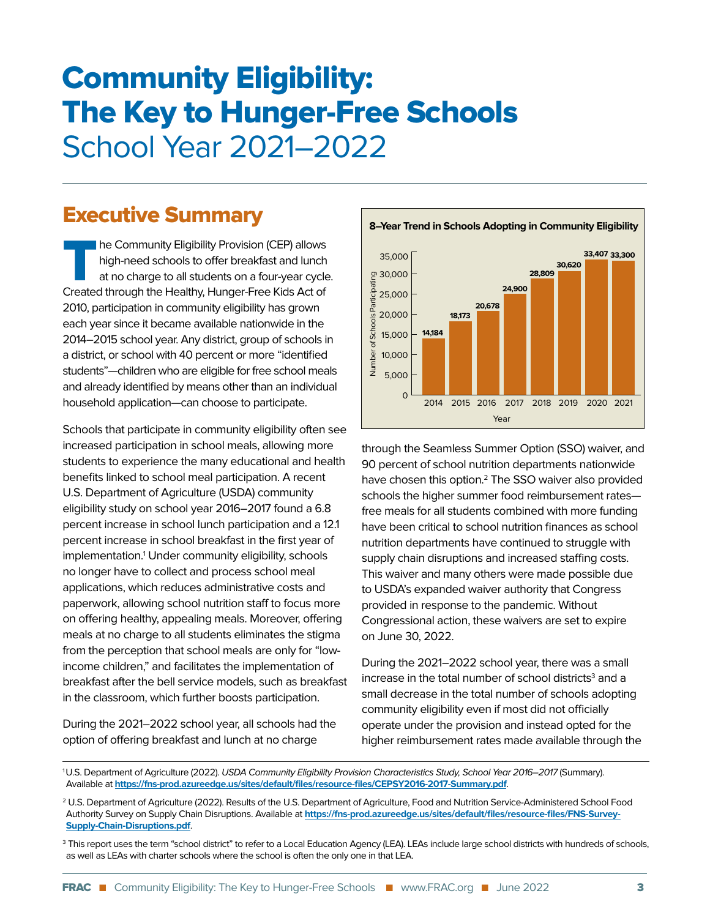# Community Eligibility: The Key to Hunger-Free Schools

School Year 2021–2022

## Executive Summary

The Community Eligibility Provision (CEP) allows high-need schools to offer breakfast and lunch at no charge to all students on a four-year cycle. Created through the Healthy, Hunger-Free Kids Act of 2010, participation in community eligibility has grown each year since it became available nationwide in the 2014–2015 school year. Any district, group of schools in a district, or school with 40 percent or more "identified students"—children who are eligible for free school meals and already identified by means other than an individual household application—can choose to participate.

Schools that participate in community eligibility often see increased participation in school meals, allowing more students to experience the many educational and health benefits linked to school meal participation. A recent U.S. Department of Agriculture (USDA) community eligibility study on school year 2016–2017 found a 6.8 percent increase in school lunch participation and a 12.1 percent increase in school breakfast in the first year of implementation.[1] Under community eligibility, schools no longer have to collect and process school meal applications, which reduces administrative costs and paperwork, allowing school nutrition staff to focus more on offering healthy, appealing meals. Moreover, offering meals at no charge to all students eliminates the stigma from the perception that school meals are only for "low-income children," and facilitates the implementation of breakfast after the bell service models, such as breakfast in the classroom, which further boosts participation.

During the 2021–2022 school year, all schools had the option of offering breakfast and lunch at no charge through the Seamless Summer Option (SSO) waiver, and 90 percent of school nutrition departments nationwide have chosen this option.[2] The SSO waiver also provided schools the higher summer food reimbursement rates—free meals for all students combined with more funding have been critical to school nutrition finances as school nutrition departments have continued to struggle with supply chain disruptions and increased staffing costs. This waiver and many others were made possible due to USDA's expanded waiver authority that Congress provided in response to the pandemic. Without Congressional action, these waivers are set to expire on June 30, 2022.

**8–Year Trend in Schools Adopting in Community Eligibility**

| Year | Number of Schools Participating |
|---|---|
| 2014 | 14,184 |
| 2015 | 18,173 |
| 2016 | 20,678 |
| 2017 | 24,900 |
| 2018 | 28,809 |
| 2019 | 30,620 |
| 2020 | 33,407 |
| 2021 | 33,300 |

During the 2021–2022 school year, there was a small increase in the total number of school districts[3] and a small decrease in the total number of schools adopting community eligibility even if most did not officially operate under the provision and instead opted for the higher reimbursement rates made available through the

---

[1] U.S. Department of Agriculture (2022). *USDA Community Eligibility Provision Characteristics Study, School Year 2016–2017* (Summary). Available at **https://fns-prod.azureedge.us/sites/default/files/resource-files/CEPSY2016-2017-Summary.pdf**.

[2] U.S. Department of Agriculture (2022). Results of the U.S. Department of Agriculture, Food and Nutrition Service-Administered School Food Authority Survey on Supply Chain Disruptions. Available at **https://fns-prod.azureedge.us/sites/default/files/resource-files/FNS-Survey-Supply-Chain-Disruptions.pdf**.

[3] This report uses the term "school district" to refer to a Local Education Agency (LEA). LEAs include large school districts with hundreds of schools, as well as LEAs with charter schools where the school is often the only one in that LEA.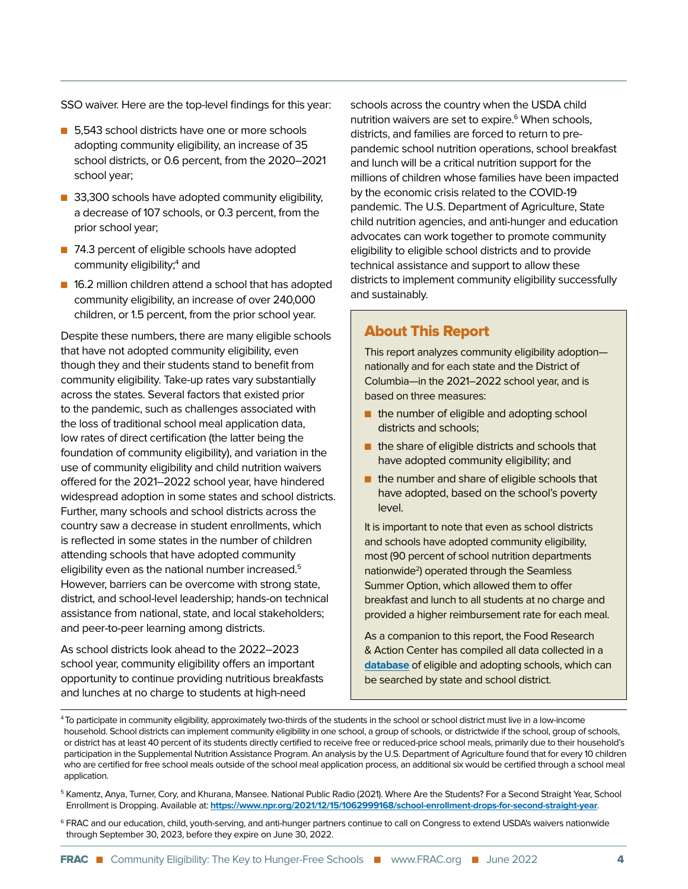SSO waiver. Here are the top-level findings for this year:

- 5,543 school districts have one or more schools adopting community eligibility, an increase of 35 school districts, or 0.6 percent, from the 2020–2021 school year;
- 33,300 schools have adopted community eligibility, a decrease of 107 schools, or 0.3 percent, from the prior school year;
- 74.3 percent of eligible schools have adopted community eligibility;[4] and
- 16.2 million children attend a school that has adopted community eligibility, an increase of over 240,000 children, or 1.5 percent, from the prior school year.

Despite these numbers, there are many eligible schools that have not adopted community eligibility, even though they and their students stand to benefit from community eligibility. Take-up rates vary substantially across the states. Several factors that existed prior to the pandemic, such as challenges associated with the loss of traditional school meal application data, low rates of direct certification (the latter being the foundation of community eligibility), and variation in the use of community eligibility and child nutrition waivers offered for the 2021–2022 school year, have hindered widespread adoption in some states and school districts. Further, many schools and school districts across the country saw a decrease in student enrollments, which is reflected in some states in the number of children attending schools that have adopted community eligibility even as the national number increased.[5] However, barriers can be overcome with strong state, district, and school-level leadership; hands-on technical assistance from national, state, and local stakeholders; and peer-to-peer learning among districts.

As school districts look ahead to the 2022–2023 school year, community eligibility offers an important opportunity to continue providing nutritious breakfasts and lunches at no charge to students at high-need schools across the country when the USDA child nutrition waivers are set to expire.[6] When schools, districts, and families are forced to return to pre-pandemic school nutrition operations, school breakfast and lunch will be a critical nutrition support for the millions of children whose families have been impacted by the economic crisis related to the COVID-19 pandemic. The U.S. Department of Agriculture, State child nutrition agencies, and anti-hunger and education advocates can work together to promote community eligibility to eligible school districts and to provide technical assistance and support to allow these districts to implement community eligibility successfully and sustainably.

## About This Report

This report analyzes community eligibility adoption—nationally and for each state and the District of Columbia—in the 2021–2022 school year, and is based on three measures:

- the number of eligible and adopting school districts and schools;
- the share of eligible districts and schools that have adopted community eligibility; and
- the number and share of eligible schools that have adopted, based on the school's poverty level.

It is important to note that even as school districts and schools have adopted community eligibility, most (90 percent of school nutrition departments nationwide[2]) operated through the Seamless Summer Option, which allowed them to offer breakfast and lunch to all students at no charge and provided a higher reimbursement rate for each meal.

As a companion to this report, the Food Research & Action Center has compiled all data collected in a **database** of eligible and adopting schools, which can be searched by state and school district.

---

[4] To participate in community eligibility, approximately two-thirds of the students in the school or school district must live in a low-income household. School districts can implement community eligibility in one school, a group of schools, or districtwide if the school, group of schools, or district has at least 40 percent of its students directly certified to receive free or reduced-price school meals, primarily due to their household's participation in the Supplemental Nutrition Assistance Program. An analysis by the U.S. Department of Agriculture found that for every 10 children who are certified for free school meals outside of the school meal application process, an additional six would be certified through a school meal application.

[5] Kamentz, Anya, Turner, Cory, and Khurana, Mansee. National Public Radio (2021). Where Are the Students? For a Second Straight Year, School Enrollment is Dropping. Available at: https://www.npr.org/2021/12/15/1062999168/school-enrollment-drops-for-second-straight-year.

[6] FRAC and our education, child, youth-serving, and anti-hunger partners continue to call on Congress to extend USDA's waivers nationwide through September 30, 2023, before they expire on June 30, 2022.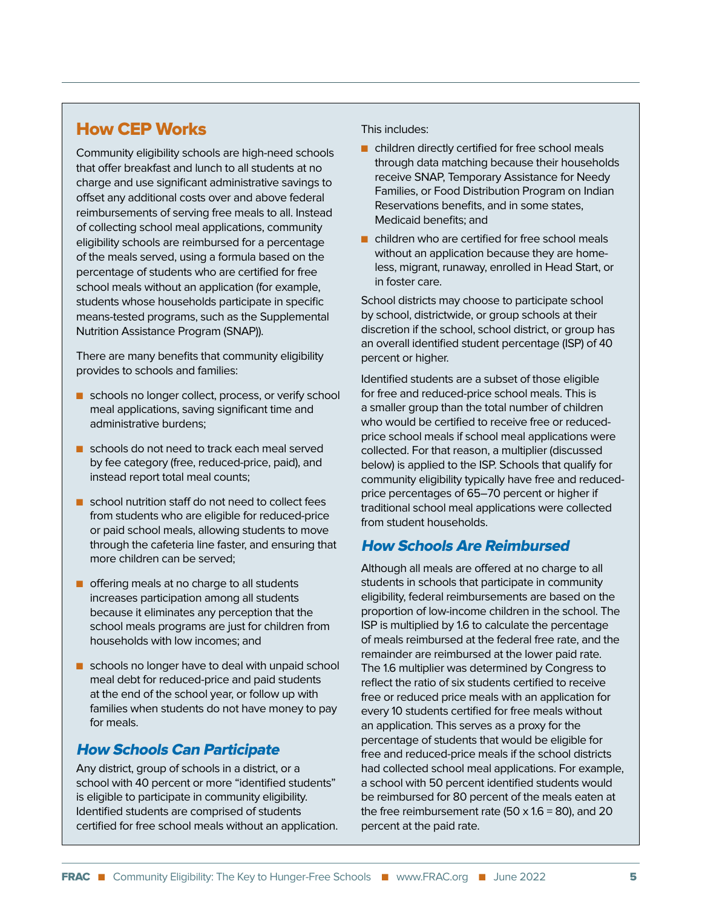## How CEP Works

Community eligibility schools are high-need schools that offer breakfast and lunch to all students at no charge and use significant administrative savings to offset any additional costs over and above federal reimbursements of serving free meals to all. Instead of collecting school meal applications, community eligibility schools are reimbursed for a percentage of the meals served, using a formula based on the percentage of students who are certified for free school meals without an application (for example, students whose households participate in specific means-tested programs, such as the Supplemental Nutrition Assistance Program (SNAP)).

There are many benefits that community eligibility provides to schools and families:

- schools no longer collect, process, or verify school meal applications, saving significant time and administrative burdens;
- schools do not need to track each meal served by fee category (free, reduced-price, paid), and instead report total meal counts;
- school nutrition staff do not need to collect fees from students who are eligible for reduced-price or paid school meals, allowing students to move through the cafeteria line faster, and ensuring that more children can be served;
- offering meals at no charge to all students increases participation among all students because it eliminates any perception that the school meals programs are just for children from households with low incomes; and
- schools no longer have to deal with unpaid school meal debt for reduced-price and paid students at the end of the school year, or follow up with families when students do not have money to pay for meals.

### *How Schools Can Participate*

Any district, group of schools in a district, or a school with 40 percent or more "identified students" is eligible to participate in community eligibility. Identified students are comprised of students certified for free school meals without an application. This includes:

- children directly certified for free school meals through data matching because their households receive SNAP, Temporary Assistance for Needy Families, or Food Distribution Program on Indian Reservations benefits, and in some states, Medicaid benefits; and
- children who are certified for free school meals without an application because they are homeless, migrant, runaway, enrolled in Head Start, or in foster care.

School districts may choose to participate school by school, districtwide, or group schools at their discretion if the school, school district, or group has an overall identified student percentage (ISP) of 40 percent or higher.

Identified students are a subset of those eligible for free and reduced-price school meals. This is a smaller group than the total number of children who would be certified to receive free or reduced-price school meals if school meal applications were collected. For that reason, a multiplier (discussed below) is applied to the ISP. Schools that qualify for community eligibility typically have free and reduced-price percentages of 65–70 percent or higher if traditional school meal applications were collected from student households.

### *How Schools Are Reimbursed*

Although all meals are offered at no charge to all students in schools that participate in community eligibility, federal reimbursements are based on the proportion of low-income children in the school. The ISP is multiplied by 1.6 to calculate the percentage of meals reimbursed at the federal free rate, and the remainder are reimbursed at the lower paid rate. The 1.6 multiplier was determined by Congress to reflect the ratio of six students certified to receive free or reduced price meals with an application for every 10 students certified for free meals without an application. This serves as a proxy for the percentage of students that would be eligible for free and reduced-price meals if the school districts had collected school meal applications. For example, a school with 50 percent identified students would be reimbursed for 80 percent of the meals eaten at the free reimbursement rate (50 x 1.6 = 80), and 20 percent at the paid rate.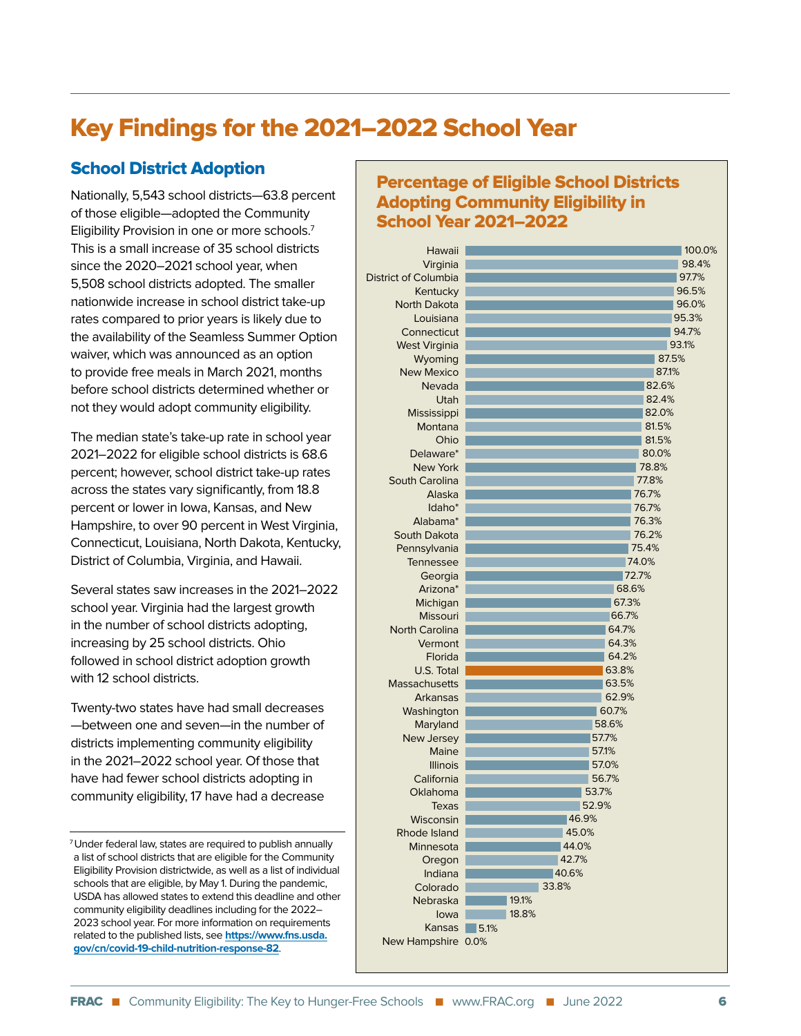# Key Findings for the 2021–2022 School Year

## School District Adoption

Nationally, 5,543 school districts—63.8 percent of those eligible—adopted the Community Eligibility Provision in one or more schools.[7] This is a small increase of 35 school districts since the 2020–2021 school year, when 5,508 school districts adopted. The smaller nationwide increase in school district take-up rates compared to prior years is likely due to the availability of the Seamless Summer Option waiver, which was announced as an option to provide free meals in March 2021, months before school districts determined whether or not they would adopt community eligibility.

The median state's take-up rate in school year 2021–2022 for eligible school districts is 68.6 percent; however, school district take-up rates across the states vary significantly, from 18.8 percent or lower in Iowa, Kansas, and New Hampshire, to over 90 percent in West Virginia, Connecticut, Louisiana, North Dakota, Kentucky, District of Columbia, Virginia, and Hawaii.

Several states saw increases in the 2021–2022 school year. Virginia had the largest growth in the number of school districts adopting, increasing by 25 school districts. Ohio followed in school district adoption growth with 12 school districts.

Twenty-two states have had small decreases —between one and seven—in the number of districts implementing community eligibility in the 2021–2022 school year. Of those that have had fewer school districts adopting in community eligibility, 17 have had a decrease

### Percentage of Eligible School Districts Adopting Community Eligibility in School Year 2021–2022

| State | Percentage |
|---|---|
| Hawaii | 100.0% |
| Virginia | 98.4% |
| District of Columbia | 97.7% |
| Kentucky | 96.5% |
| North Dakota | 96.0% |
| Louisiana | 95.3% |
| Connecticut | 94.7% |
| West Virginia | 93.1% |
| Wyoming | 87.5% |
| New Mexico | 87.1% |
| Nevada | 82.6% |
| Utah | 82.4% |
| Mississippi | 82.0% |
| Montana | 81.5% |
| Ohio | 81.5% |
| Delaware* | 80.0% |
| New York | 78.8% |
| South Carolina | 77.8% |
| Alaska | 76.7% |
| Idaho* | 76.7% |
| Alabama* | 76.3% |
| South Dakota | 76.2% |
| Pennsylvania | 75.4% |
| Tennessee | 74.0% |
| Georgia | 72.7% |
| Arizona* | 68.6% |
| Michigan | 67.3% |
| Missouri | 66.7% |
| North Carolina | 64.7% |
| Vermont | 64.3% |
| Florida | 64.2% |
| U.S. Total | 63.8% |
| Massachusetts | 63.5% |
| Arkansas | 62.9% |
| Washington | 60.7% |
| Maryland | 58.6% |
| New Jersey | 57.7% |
| Maine | 57.1% |
| Illinois | 57.0% |
| California | 56.7% |
| Oklahoma | 53.7% |
| Texas | 52.9% |
| Wisconsin | 46.9% |
| Rhode Island | 45.0% |
| Minnesota | 44.0% |
| Oregon | 42.7% |
| Indiana | 40.6% |
| Colorado | 33.8% |
| Nebraska | 19.1% |
| Iowa | 18.8% |
| Kansas | 5.1% |
| New Hampshire | 0.0% |

[7] Under federal law, states are required to publish annually a list of school districts that are eligible for the Community Eligibility Provision districtwide, as well as a list of individual schools that are eligible, by May 1. During the pandemic, USDA has allowed states to extend this deadline and other community eligibility deadlines including for the 2022–2023 school year. For more information on requirements related to the published lists, see **https://www.fns.usda.gov/cn/covid-19-child-nutrition-response-82**.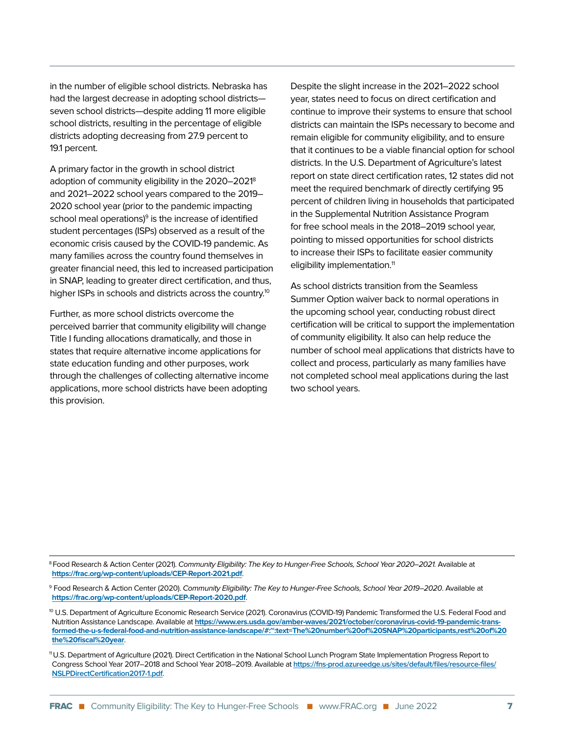in the number of eligible school districts. Nebraska has had the largest decrease in adopting school districts—seven school districts—despite adding 11 more eligible school districts, resulting in the percentage of eligible districts adopting decreasing from 27.9 percent to 19.1 percent.

A primary factor in the growth in school district adoption of community eligibility in the 2020–2021[8] and 2021–2022 school years compared to the 2019–2020 school year (prior to the pandemic impacting school meal operations)[9] is the increase of identified student percentages (ISPs) observed as a result of the economic crisis caused by the COVID-19 pandemic. As many families across the country found themselves in greater financial need, this led to increased participation in SNAP, leading to greater direct certification, and thus, higher ISPs in schools and districts across the country.[10]

Further, as more school districts overcome the perceived barrier that community eligibility will change Title I funding allocations dramatically, and those in states that require alternative income applications for state education funding and other purposes, work through the challenges of collecting alternative income applications, more school districts have been adopting this provision.

Despite the slight increase in the 2021–2022 school year, states need to focus on direct certification and continue to improve their systems to ensure that school districts can maintain the ISPs necessary to become and remain eligible for community eligibility, and to ensure that it continues to be a viable financial option for school districts. In the U.S. Department of Agriculture's latest report on state direct certification rates, 12 states did not meet the required benchmark of directly certifying 95 percent of children living in households that participated in the Supplemental Nutrition Assistance Program for free school meals in the 2018–2019 school year, pointing to missed opportunities for school districts to increase their ISPs to facilitate easier community eligibility implementation.[11]

As school districts transition from the Seamless Summer Option waiver back to normal operations in the upcoming school year, conducting robust direct certification will be critical to support the implementation of community eligibility. It also can help reduce the number of school meal applications that districts have to collect and process, particularly as many families have not completed school meal applications during the last two school years.

---

[8] Food Research & Action Center (2021). *Community Eligibility: The Key to Hunger-Free Schools, School Year 2020–2021.* Available at **https://frac.org/wp-content/uploads/CEP-Report-2021.pdf**.

[9] Food Research & Action Center (2020). *Community Eligibility: The Key to Hunger-Free Schools, School Year 2019–2020*. Available at **https://frac.org/wp-content/uploads/CEP-Report-2020.pdf**.

[10] U.S. Department of Agriculture Economic Research Service (2021). Coronavirus (COVID-19) Pandemic Transformed the U.S. Federal Food and Nutrition Assistance Landscape. Available at **https://www.ers.usda.gov/amber-waves/2021/october/coronavirus-covid-19-pandemic-transformed-the-u-s-federal-food-and-nutrition-assistance-landscape/#:~:text=The%20number%20of%20SNAP%20participants,rest%20of%20the%20fiscal%20year**.

[11] U.S. Department of Agriculture (2021). Direct Certification in the National School Lunch Program State Implementation Progress Report to Congress School Year 2017–2018 and School Year 2018–2019. Available at https://fns-prod.azureedge.us/sites/default/files/resource-files/NSLPDirectCertification2017-1.pdf.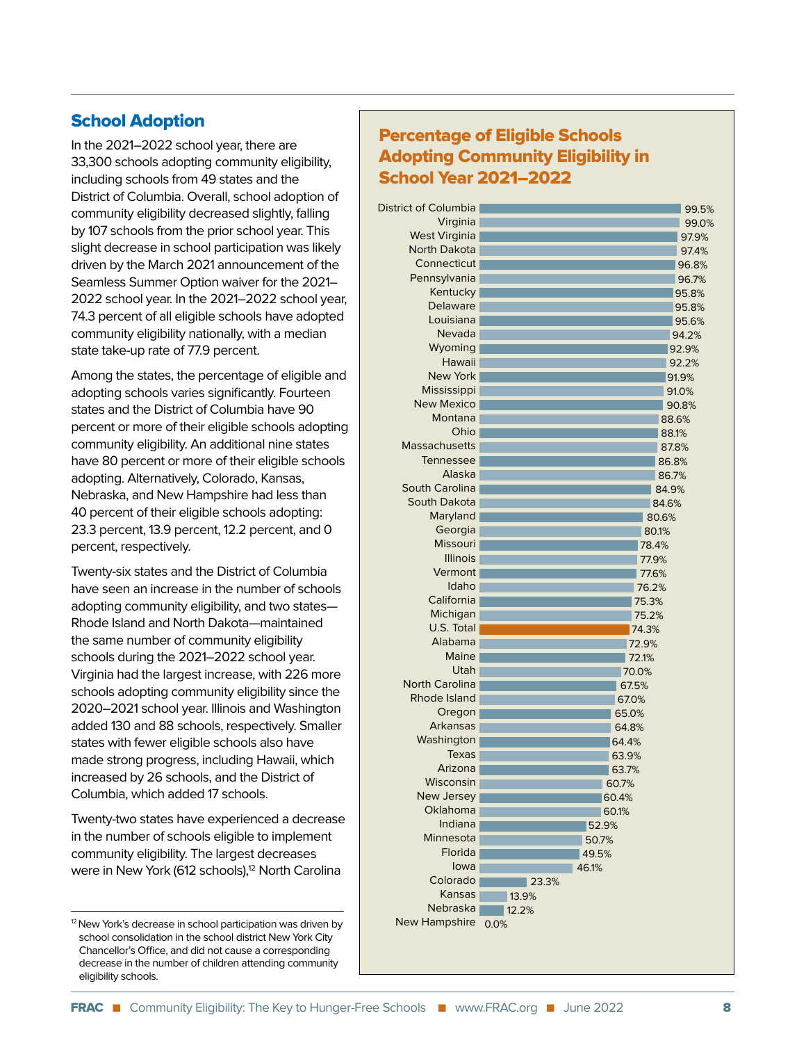## School Adoption

In the 2021–2022 school year, there are 33,300 schools adopting community eligibility, including schools from 49 states and the District of Columbia. Overall, school adoption of community eligibility decreased slightly, falling by 107 schools from the prior school year. This slight decrease in school participation was likely driven by the March 2021 announcement of the Seamless Summer Option waiver for the 2021–2022 school year. In the 2021–2022 school year, 74.3 percent of all eligible schools have adopted community eligibility nationally, with a median state take-up rate of 77.9 percent.

Among the states, the percentage of eligible and adopting schools varies significantly. Fourteen states and the District of Columbia have 90 percent or more of their eligible schools adopting community eligibility. An additional nine states have 80 percent or more of their eligible schools adopting. Alternatively, Colorado, Kansas, Nebraska, and New Hampshire had less than 40 percent of their eligible schools adopting: 23.3 percent, 13.9 percent, 12.2 percent, and 0 percent, respectively.

Twenty-six states and the District of Columbia have seen an increase in the number of schools adopting community eligibility, and two states—Rhode Island and North Dakota—maintained the same number of community eligibility schools during the 2021–2022 school year. Virginia had the largest increase, with 226 more schools adopting community eligibility since the 2020–2021 school year. Illinois and Washington added 130 and 88 schools, respectively. Smaller states with fewer eligible schools also have made strong progress, including Hawaii, which increased by 26 schools, and the District of Columbia, which added 17 schools.

Twenty-two states have experienced a decrease in the number of schools eligible to implement community eligibility. The largest decreases were in New York (612 schools),[12] North Carolina

[12] New York's decrease in school participation was driven by school consolidation in the school district New York City Chancellor's Office, and did not cause a corresponding decrease in the number of children attending community eligibility schools.

### Percentage of Eligible Schools Adopting Community Eligibility in School Year 2021–2022

| State | Percentage |
|---|---|
| District of Columbia | 99.5% |
| Virginia | 99.0% |
| West Virginia | 97.9% |
| North Dakota | 97.4% |
| Connecticut | 96.8% |
| Pennsylvania | 96.7% |
| Kentucky | 95.8% |
| Delaware | 95.8% |
| Louisiana | 95.6% |
| Nevada | 94.2% |
| Wyoming | 92.9% |
| Hawaii | 92.2% |
| New York | 91.9% |
| Mississippi | 91.0% |
| New Mexico | 90.8% |
| Montana | 88.6% |
| Ohio | 88.1% |
| Massachusetts | 87.8% |
| Tennessee | 86.8% |
| Alaska | 86.7% |
| South Carolina | 84.9% |
| South Dakota | 84.6% |
| Maryland | 80.6% |
| Georgia | 80.1% |
| Missouri | 78.4% |
| Illinois | 77.9% |
| Vermont | 77.6% |
| Idaho | 76.2% |
| California | 75.3% |
| Michigan | 75.2% |
| U.S. Total | 74.3% |
| Alabama | 72.9% |
| Maine | 72.1% |
| Utah | 70.0% |
| North Carolina | 67.5% |
| Rhode Island | 67.0% |
| Oregon | 65.0% |
| Arkansas | 64.8% |
| Washington | 64.4% |
| Texas | 63.9% |
| Arizona | 63.7% |
| Wisconsin | 60.7% |
| New Jersey | 60.4% |
| Oklahoma | 60.1% |
| Indiana | 52.9% |
| Minnesota | 50.7% |
| Florida | 49.5% |
| Iowa | 46.1% |
| Colorado | 23.3% |
| Kansas | 13.9% |
| Nebraska | 12.2% |
| New Hampshire | 0.0% |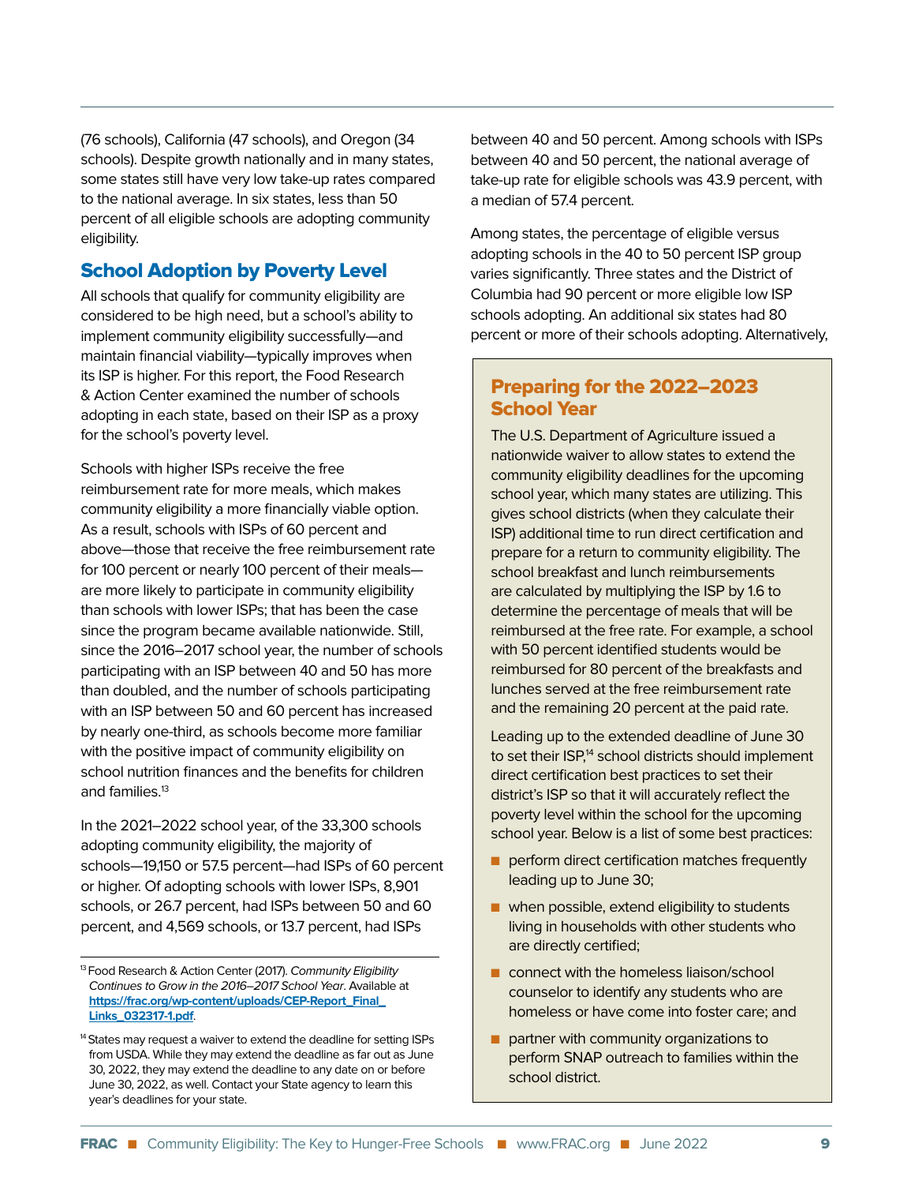(76 schools), California (47 schools), and Oregon (34 schools). Despite growth nationally and in many states, some states still have very low take-up rates compared to the national average. In six states, less than 50 percent of all eligible schools are adopting community eligibility.

## School Adoption by Poverty Level

All schools that qualify for community eligibility are considered to be high need, but a school's ability to implement community eligibility successfully—and maintain financial viability—typically improves when its ISP is higher. For this report, the Food Research & Action Center examined the number of schools adopting in each state, based on their ISP as a proxy for the school's poverty level.

Schools with higher ISPs receive the free reimbursement rate for more meals, which makes community eligibility a more financially viable option. As a result, schools with ISPs of 60 percent and above—those that receive the free reimbursement rate for 100 percent or nearly 100 percent of their meals—are more likely to participate in community eligibility than schools with lower ISPs; that has been the case since the program became available nationwide. Still, since the 2016–2017 school year, the number of schools participating with an ISP between 40 and 50 has more than doubled, and the number of schools participating with an ISP between 50 and 60 percent has increased by nearly one-third, as schools become more familiar with the positive impact of community eligibility on school nutrition finances and the benefits for children and families.[13]

In the 2021–2022 school year, of the 33,300 schools adopting community eligibility, the majority of schools—19,150 or 57.5 percent—had ISPs of 60 percent or higher. Of adopting schools with lower ISPs, 8,901 schools, or 26.7 percent, had ISPs between 50 and 60 percent, and 4,569 schools, or 13.7 percent, had ISPs between 40 and 50 percent. Among schools with ISPs between 40 and 50 percent, the national average of take-up rate for eligible schools was 43.9 percent, with a median of 57.4 percent.

Among states, the percentage of eligible versus adopting schools in the 40 to 50 percent ISP group varies significantly. Three states and the District of Columbia had 90 percent or more eligible low ISP schools adopting. An additional six states had 80 percent or more of their schools adopting. Alternatively,

### Preparing for the 2022–2023 School Year

The U.S. Department of Agriculture issued a nationwide waiver to allow states to extend the community eligibility deadlines for the upcoming school year, which many states are utilizing. This gives school districts (when they calculate their ISP) additional time to run direct certification and prepare for a return to community eligibility. The school breakfast and lunch reimbursements are calculated by multiplying the ISP by 1.6 to determine the percentage of meals that will be reimbursed at the free rate. For example, a school with 50 percent identified students would be reimbursed for 80 percent of the breakfasts and lunches served at the free reimbursement rate and the remaining 20 percent at the paid rate.

Leading up to the extended deadline of June 30 to set their ISP,[14] school districts should implement direct certification best practices to set their district's ISP so that it will accurately reflect the poverty level within the school for the upcoming school year. Below is a list of some best practices:

- perform direct certification matches frequently leading up to June 30;
- when possible, extend eligibility to students living in households with other students who are directly certified;
- connect with the homeless liaison/school counselor to identify any students who are homeless or have come into foster care; and
- partner with community organizations to perform SNAP outreach to families within the school district.

---

[13] Food Research & Action Center (2017). *Community Eligibility Continues to Grow in the 2016–2017 School Year*. Available at **https://frac.org/wp-content/uploads/CEP-Report_Final_Links_032317-1.pdf**.

[14] States may request a waiver to extend the deadline for setting ISPs from USDA. While they may extend the deadline as far out as June 30, 2022, they may extend the deadline to any date on or before June 30, 2022, as well. Contact your State agency to learn this year's deadlines for your state.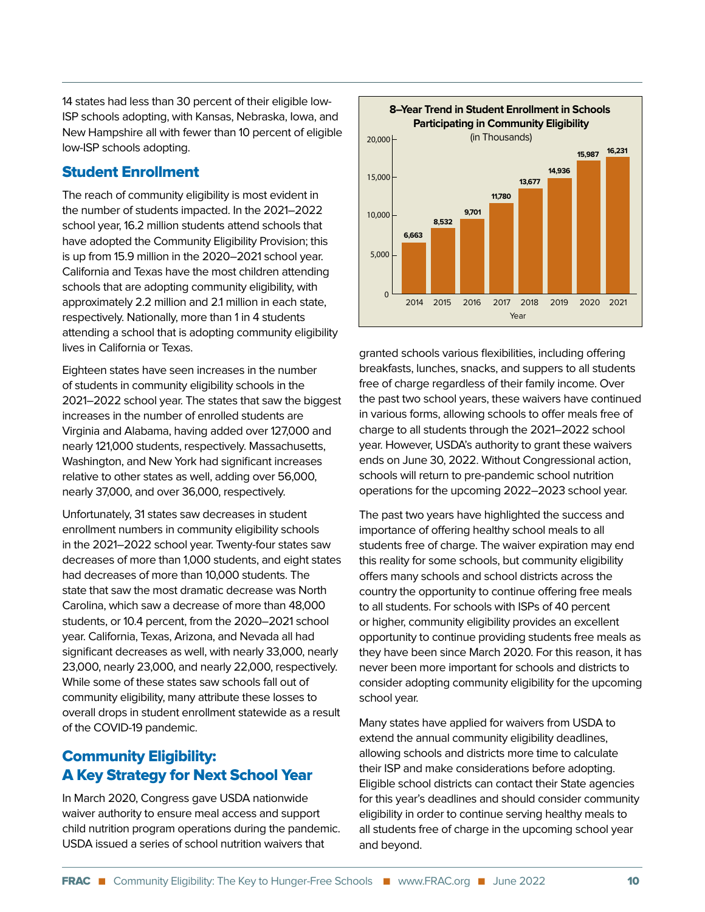14 states had less than 30 percent of their eligible low-ISP schools adopting, with Kansas, Nebraska, Iowa, and New Hampshire all with fewer than 10 percent of eligible low-ISP schools adopting.

## Student Enrollment

The reach of community eligibility is most evident in the number of students impacted. In the 2021–2022 school year, 16.2 million students attend schools that have adopted the Community Eligibility Provision; this is up from 15.9 million in the 2020–2021 school year. California and Texas have the most children attending schools that are adopting community eligibility, with approximately 2.2 million and 2.1 million in each state, respectively. Nationally, more than 1 in 4 students attending a school that is adopting community eligibility lives in California or Texas.

Eighteen states have seen increases in the number of students in community eligibility schools in the 2021–2022 school year. The states that saw the biggest increases in the number of enrolled students are Virginia and Alabama, having added over 127,000 and nearly 121,000 students, respectively. Massachusetts, Washington, and New York had significant increases relative to other states as well, adding over 56,000, nearly 37,000, and over 36,000, respectively.

Unfortunately, 31 states saw decreases in student enrollment numbers in community eligibility schools in the 2021–2022 school year. Twenty-four states saw decreases of more than 1,000 students, and eight states had decreases of more than 10,000 students. The state that saw the most dramatic decrease was North Carolina, which saw a decrease of more than 48,000 students, or 10.4 percent, from the 2020–2021 school year. California, Texas, Arizona, and Nevada all had significant decreases as well, with nearly 33,000, nearly 23,000, nearly 23,000, and nearly 22,000, respectively. While some of these states saw schools fall out of community eligibility, many attribute these losses to overall drops in student enrollment statewide as a result of the COVID-19 pandemic.

**8–Year Trend in Student Enrollment in Schools Participating in Community Eligibility**
(in Thousands)

| Year | Students (thousands) |
|---|---|
| 2014 | 6,663 |
| 2015 | 8,532 |
| 2016 | 9,701 |
| 2017 | 11,780 |
| 2018 | 13,677 |
| 2019 | 14,936 |
| 2020 | 15,987 |
| 2021 | 16,231 |

## Community Eligibility: A Key Strategy for Next School Year

In March 2020, Congress gave USDA nationwide waiver authority to ensure meal access and support child nutrition program operations during the pandemic. USDA issued a series of school nutrition waivers that granted schools various flexibilities, including offering breakfasts, lunches, snacks, and suppers to all students free of charge regardless of their family income. Over the past two school years, these waivers have continued in various forms, allowing schools to offer meals free of charge to all students through the 2021–2022 school year. However, USDA's authority to grant these waivers ends on June 30, 2022. Without Congressional action, schools will return to pre-pandemic school nutrition operations for the upcoming 2022–2023 school year.

The past two years have highlighted the success and importance of offering healthy school meals to all students free of charge. The waiver expiration may end this reality for some schools, but community eligibility offers many schools and school districts across the country the opportunity to continue offering free meals to all students. For schools with ISPs of 40 percent or higher, community eligibility provides an excellent opportunity to continue providing students free meals as they have been since March 2020. For this reason, it has never been more important for schools and districts to consider adopting community eligibility for the upcoming school year.

Many states have applied for waivers from USDA to extend the annual community eligibility deadlines, allowing schools and districts more time to calculate their ISP and make considerations before adopting. Eligible school districts can contact their State agencies for this year's deadlines and should consider community eligibility in order to continue serving healthy meals to all students free of charge in the upcoming school year and beyond.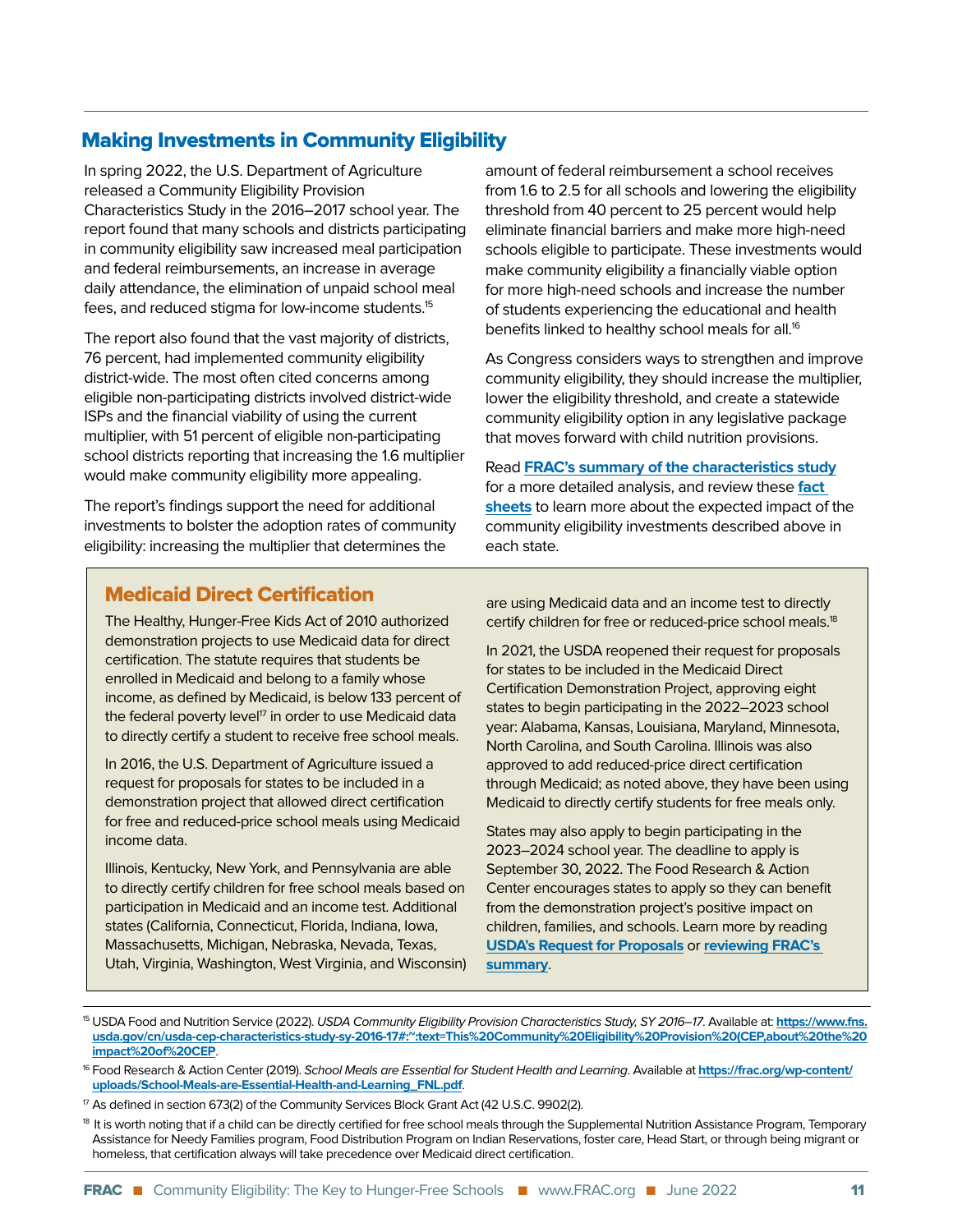## Making Investments in Community Eligibility

In spring 2022, the U.S. Department of Agriculture released a Community Eligibility Provision Characteristics Study in the 2016–2017 school year. The report found that many schools and districts participating in community eligibility saw increased meal participation and federal reimbursements, an increase in average daily attendance, the elimination of unpaid school meal fees, and reduced stigma for low-income students.[15]

The report also found that the vast majority of districts, 76 percent, had implemented community eligibility district-wide. The most often cited concerns among eligible non-participating districts involved district-wide ISPs and the financial viability of using the current multiplier, with 51 percent of eligible non-participating school districts reporting that increasing the 1.6 multiplier would make community eligibility more appealing.

The report's findings support the need for additional investments to bolster the adoption rates of community eligibility: increasing the multiplier that determines the amount of federal reimbursement a school receives from 1.6 to 2.5 for all schools and lowering the eligibility threshold from 40 percent to 25 percent would help eliminate financial barriers and make more high-need schools eligible to participate. These investments would make community eligibility a financially viable option for more high-need schools and increase the number of students experiencing the educational and health benefits linked to healthy school meals for all.[16]

As Congress considers ways to strengthen and improve community eligibility, they should increase the multiplier, lower the eligibility threshold, and create a statewide community eligibility option in any legislative package that moves forward with child nutrition provisions.

Read **FRAC's summary of the characteristics study** for a more detailed analysis, and review these **fact sheets** to learn more about the expected impact of the community eligibility investments described above in each state.

### Medicaid Direct Certification

The Healthy, Hunger-Free Kids Act of 2010 authorized demonstration projects to use Medicaid data for direct certification. The statute requires that students be enrolled in Medicaid and belong to a family whose income, as defined by Medicaid, is below 133 percent of the federal poverty level[17] in order to use Medicaid data to directly certify a student to receive free school meals.

In 2016, the U.S. Department of Agriculture issued a request for proposals for states to be included in a demonstration project that allowed direct certification for free and reduced-price school meals using Medicaid income data.

Illinois, Kentucky, New York, and Pennsylvania are able to directly certify children for free school meals based on participation in Medicaid and an income test. Additional states (California, Connecticut, Florida, Indiana, Iowa, Massachusetts, Michigan, Nebraska, Nevada, Texas, Utah, Virginia, Washington, West Virginia, and Wisconsin) are using Medicaid data and an income test to directly certify children for free or reduced-price school meals.[18]

In 2021, the USDA reopened their request for proposals for states to be included in the Medicaid Direct Certification Demonstration Project, approving eight states to begin participating in the 2022–2023 school year: Alabama, Kansas, Louisiana, Maryland, Minnesota, North Carolina, and South Carolina. Illinois was also approved to add reduced-price direct certification through Medicaid; as noted above, they have been using Medicaid to directly certify students for free meals only.

States may also apply to begin participating in the 2023–2024 school year. The deadline to apply is September 30, 2022. The Food Research & Action Center encourages states to apply so they can benefit from the demonstration project's positive impact on children, families, and schools. Learn more by reading **USDA's Request for Proposals** or **reviewing FRAC's summary**.

---

[15] USDA Food and Nutrition Service (2022). *USDA Community Eligibility Provision Characteristics Study, SY 2016–17*. Available at: **https://www.fns.usda.gov/cn/usda-cep-characteristics-study-sy-2016-17#:~:text=This%20Community%20Eligibility%20Provision%20(CEP,about%20the%20impact%20of%20CEP**.

[16] Food Research & Action Center (2019). *School Meals are Essential for Student Health and Learning*. Available at **https://frac.org/wp-content/uploads/School-Meals-are-Essential-Health-and-Learning_FNL.pdf**.

[17] As defined in section 673(2) of the Community Services Block Grant Act (42 U.S.C. 9902(2).

[18] It is worth noting that if a child can be directly certified for free school meals through the Supplemental Nutrition Assistance Program, Temporary Assistance for Needy Families program, Food Distribution Program on Indian Reservations, foster care, Head Start, or through being migrant or homeless, that certification always will take precedence over Medicaid direct certification.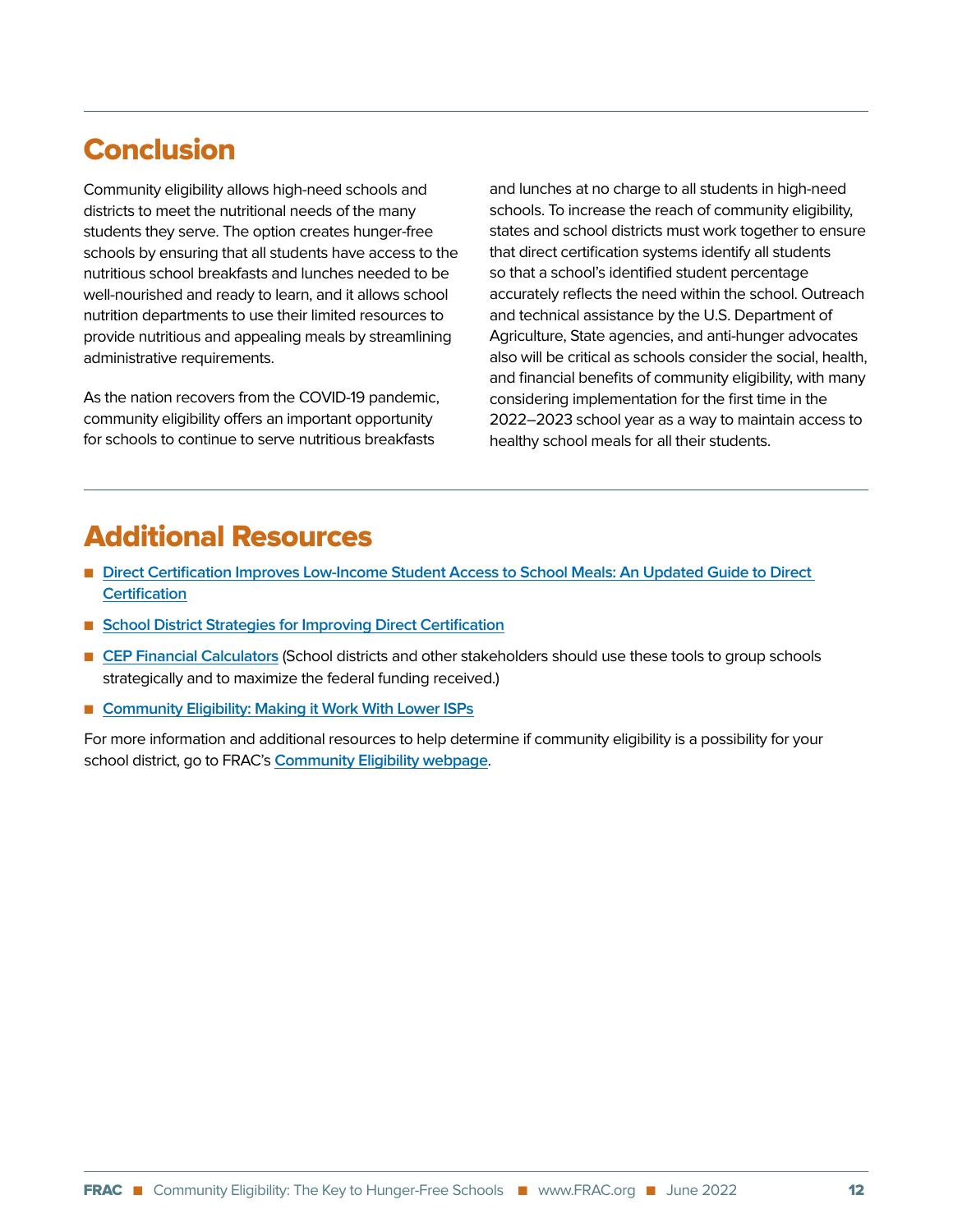## Conclusion

Community eligibility allows high-need schools and districts to meet the nutritional needs of the many students they serve. The option creates hunger-free schools by ensuring that all students have access to the nutritious school breakfasts and lunches needed to be well-nourished and ready to learn, and it allows school nutrition departments to use their limited resources to provide nutritious and appealing meals by streamlining administrative requirements.

As the nation recovers from the COVID-19 pandemic, community eligibility offers an important opportunity for schools to continue to serve nutritious breakfasts and lunches at no charge to all students in high-need schools. To increase the reach of community eligibility, states and school districts must work together to ensure that direct certification systems identify all students so that a school's identified student percentage accurately reflects the need within the school. Outreach and technical assistance by the U.S. Department of Agriculture, State agencies, and anti-hunger advocates also will be critical as schools consider the social, health, and financial benefits of community eligibility, with many considering implementation for the first time in the 2022–2023 school year as a way to maintain access to healthy school meals for all their students.

## Additional Resources

- Direct Certification Improves Low-Income Student Access to School Meals: An Updated Guide to Direct Certification
- School District Strategies for Improving Direct Certification
- CEP Financial Calculators (School districts and other stakeholders should use these tools to group schools strategically and to maximize the federal funding received.)
- Community Eligibility: Making it Work With Lower ISPs

For more information and additional resources to help determine if community eligibility is a possibility for your school district, go to FRAC's Community Eligibility webpage.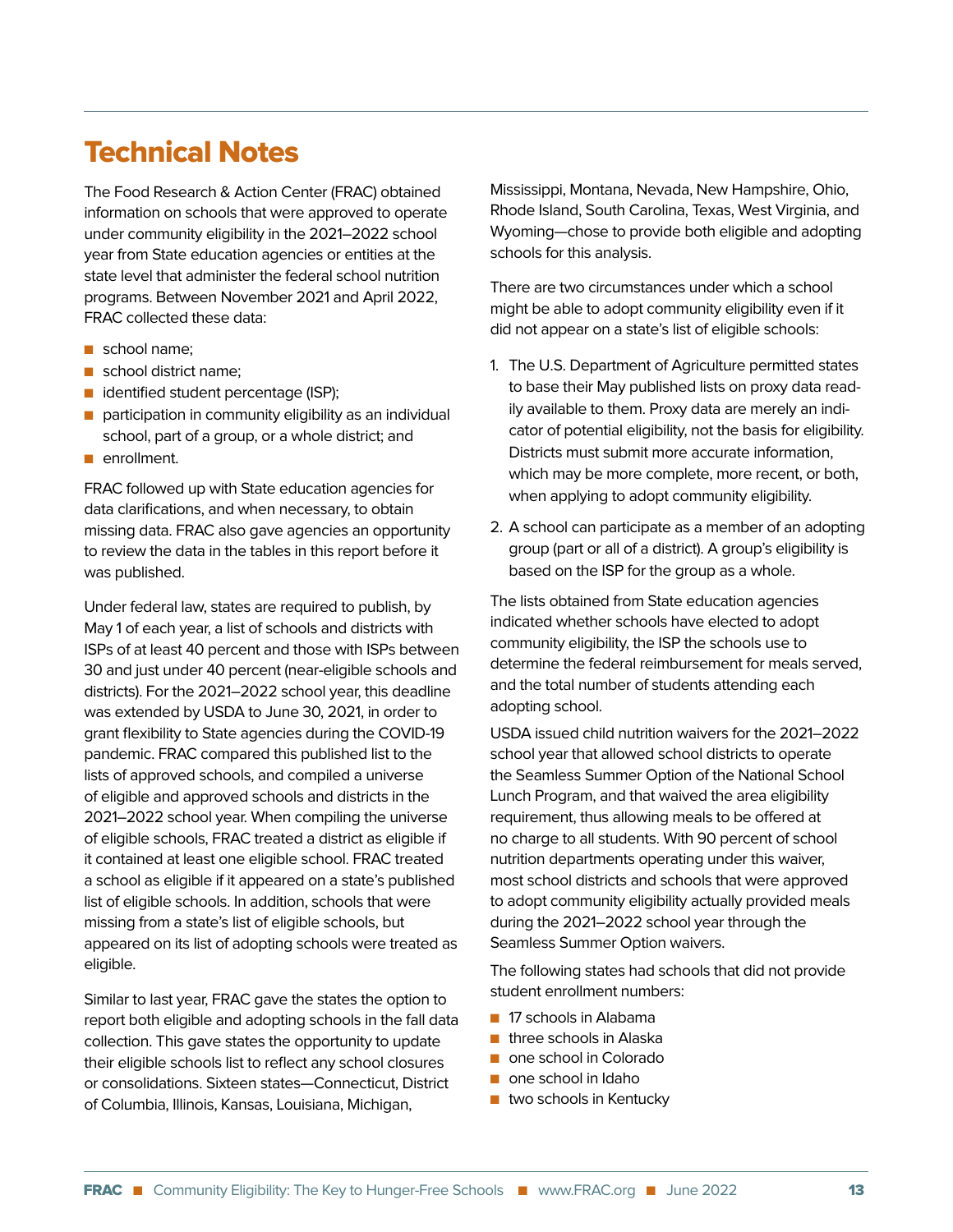# Technical Notes

The Food Research & Action Center (FRAC) obtained information on schools that were approved to operate under community eligibility in the 2021–2022 school year from State education agencies or entities at the state level that administer the federal school nutrition programs. Between November 2021 and April 2022, FRAC collected these data:

- school name;
- school district name;
- identified student percentage (ISP);
- participation in community eligibility as an individual school, part of a group, or a whole district; and
- enrollment.

FRAC followed up with State education agencies for data clarifications, and when necessary, to obtain missing data. FRAC also gave agencies an opportunity to review the data in the tables in this report before it was published.

Under federal law, states are required to publish, by May 1 of each year, a list of schools and districts with ISPs of at least 40 percent and those with ISPs between 30 and just under 40 percent (near-eligible schools and districts). For the 2021–2022 school year, this deadline was extended by USDA to June 30, 2021, in order to grant flexibility to State agencies during the COVID-19 pandemic. FRAC compared this published list to the lists of approved schools, and compiled a universe of eligible and approved schools and districts in the 2021–2022 school year. When compiling the universe of eligible schools, FRAC treated a district as eligible if it contained at least one eligible school. FRAC treated a school as eligible if it appeared on a state's published list of eligible schools. In addition, schools that were missing from a state's list of eligible schools, but appeared on its list of adopting schools were treated as eligible.

Similar to last year, FRAC gave the states the option to report both eligible and adopting schools in the fall data collection. This gave states the opportunity to update their eligible schools list to reflect any school closures or consolidations. Sixteen states—Connecticut, District of Columbia, Illinois, Kansas, Louisiana, Michigan, Mississippi, Montana, Nevada, New Hampshire, Ohio, Rhode Island, South Carolina, Texas, West Virginia, and Wyoming—chose to provide both eligible and adopting schools for this analysis.

There are two circumstances under which a school might be able to adopt community eligibility even if it did not appear on a state's list of eligible schools:

1. The U.S. Department of Agriculture permitted states to base their May published lists on proxy data readily available to them. Proxy data are merely an indicator of potential eligibility, not the basis for eligibility. Districts must submit more accurate information, which may be more complete, more recent, or both, when applying to adopt community eligibility.
2. A school can participate as a member of an adopting group (part or all of a district). A group's eligibility is based on the ISP for the group as a whole.

The lists obtained from State education agencies indicated whether schools have elected to adopt community eligibility, the ISP the schools use to determine the federal reimbursement for meals served, and the total number of students attending each adopting school.

USDA issued child nutrition waivers for the 2021–2022 school year that allowed school districts to operate the Seamless Summer Option of the National School Lunch Program, and that waived the area eligibility requirement, thus allowing meals to be offered at no charge to all students. With 90 percent of school nutrition departments operating under this waiver, most school districts and schools that were approved to adopt community eligibility actually provided meals during the 2021–2022 school year through the Seamless Summer Option waivers.

The following states had schools that did not provide student enrollment numbers:

- 17 schools in Alabama
- three schools in Alaska
- one school in Colorado
- one school in Idaho
- two schools in Kentucky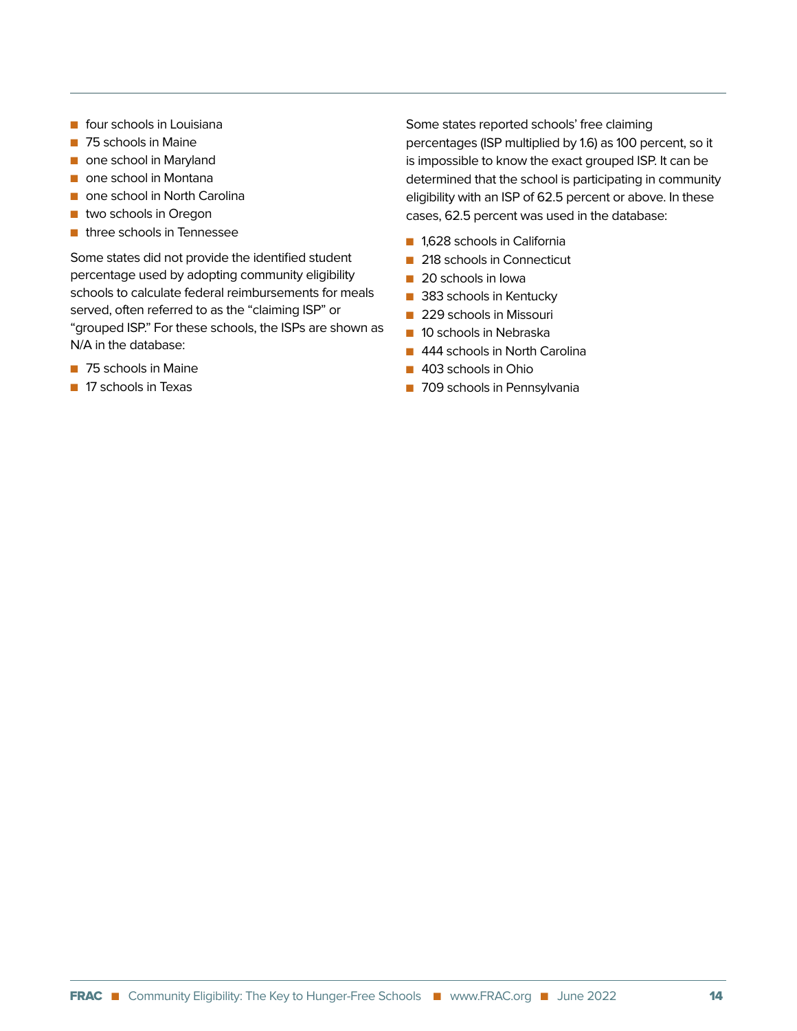- four schools in Louisiana
- 75 schools in Maine
- one school in Maryland
- one school in Montana
- one school in North Carolina
- two schools in Oregon
- three schools in Tennessee

Some states did not provide the identified student percentage used by adopting community eligibility schools to calculate federal reimbursements for meals served, often referred to as the "claiming ISP" or "grouped ISP." For these schools, the ISPs are shown as N/A in the database:

- 75 schools in Maine
- 17 schools in Texas

Some states reported schools' free claiming percentages (ISP multiplied by 1.6) as 100 percent, so it is impossible to know the exact grouped ISP. It can be determined that the school is participating in community eligibility with an ISP of 62.5 percent or above. In these cases, 62.5 percent was used in the database:

- 1,628 schools in California
- 218 schools in Connecticut
- 20 schools in Iowa
- 383 schools in Kentucky
- 229 schools in Missouri
- 10 schools in Nebraska
- 444 schools in North Carolina
- 403 schools in Ohio
- 709 schools in Pennsylvania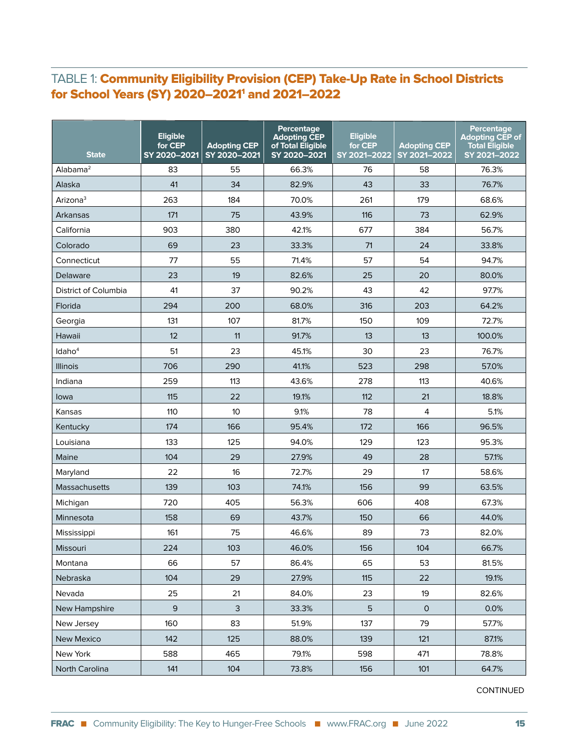## TABLE 1: Community Eligibility Provision (CEP) Take-Up Rate in School Districts for School Years (SY) 2020–2021[1] and 2021–2022

| State | Eligible for CEP SY 2020–2021 | Adopting CEP SY 2020–2021 | Percentage Adopting CEP of Total Eligible SY 2020–2021 | Eligible for CEP SY 2021–2022 | Adopting CEP SY 2021–2022 | Percentage Adopting CEP of Total Eligible SY 2021–2022 |
|---|---|---|---|---|---|---|
| Alabama[2] | 83 | 55 | 66.3% | 76 | 58 | 76.3% |
| Alaska | 41 | 34 | 82.9% | 43 | 33 | 76.7% |
| Arizona[3] | 263 | 184 | 70.0% | 261 | 179 | 68.6% |
| Arkansas | 171 | 75 | 43.9% | 116 | 73 | 62.9% |
| California | 903 | 380 | 42.1% | 677 | 384 | 56.7% |
| Colorado | 69 | 23 | 33.3% | 71 | 24 | 33.8% |
| Connecticut | 77 | 55 | 71.4% | 57 | 54 | 94.7% |
| Delaware | 23 | 19 | 82.6% | 25 | 20 | 80.0% |
| District of Columbia | 41 | 37 | 90.2% | 43 | 42 | 97.7% |
| Florida | 294 | 200 | 68.0% | 316 | 203 | 64.2% |
| Georgia | 131 | 107 | 81.7% | 150 | 109 | 72.7% |
| Hawaii | 12 | 11 | 91.7% | 13 | 13 | 100.0% |
| Idaho[4] | 51 | 23 | 45.1% | 30 | 23 | 76.7% |
| Illinois | 706 | 290 | 41.1% | 523 | 298 | 57.0% |
| Indiana | 259 | 113 | 43.6% | 278 | 113 | 40.6% |
| Iowa | 115 | 22 | 19.1% | 112 | 21 | 18.8% |
| Kansas | 110 | 10 | 9.1% | 78 | 4 | 5.1% |
| Kentucky | 174 | 166 | 95.4% | 172 | 166 | 96.5% |
| Louisiana | 133 | 125 | 94.0% | 129 | 123 | 95.3% |
| Maine | 104 | 29 | 27.9% | 49 | 28 | 57.1% |
| Maryland | 22 | 16 | 72.7% | 29 | 17 | 58.6% |
| Massachusetts | 139 | 103 | 74.1% | 156 | 99 | 63.5% |
| Michigan | 720 | 405 | 56.3% | 606 | 408 | 67.3% |
| Minnesota | 158 | 69 | 43.7% | 150 | 66 | 44.0% |
| Mississippi | 161 | 75 | 46.6% | 89 | 73 | 82.0% |
| Missouri | 224 | 103 | 46.0% | 156 | 104 | 66.7% |
| Montana | 66 | 57 | 86.4% | 65 | 53 | 81.5% |
| Nebraska | 104 | 29 | 27.9% | 115 | 22 | 19.1% |
| Nevada | 25 | 21 | 84.0% | 23 | 19 | 82.6% |
| New Hampshire | 9 | 3 | 33.3% | 5 | 0 | 0.0% |
| New Jersey | 160 | 83 | 51.9% | 137 | 79 | 57.7% |
| New Mexico | 142 | 125 | 88.0% | 139 | 121 | 87.1% |
| New York | 588 | 465 | 79.1% | 598 | 471 | 78.8% |
| North Carolina | 141 | 104 | 73.8% | 156 | 101 | 64.7% |

CONTINUED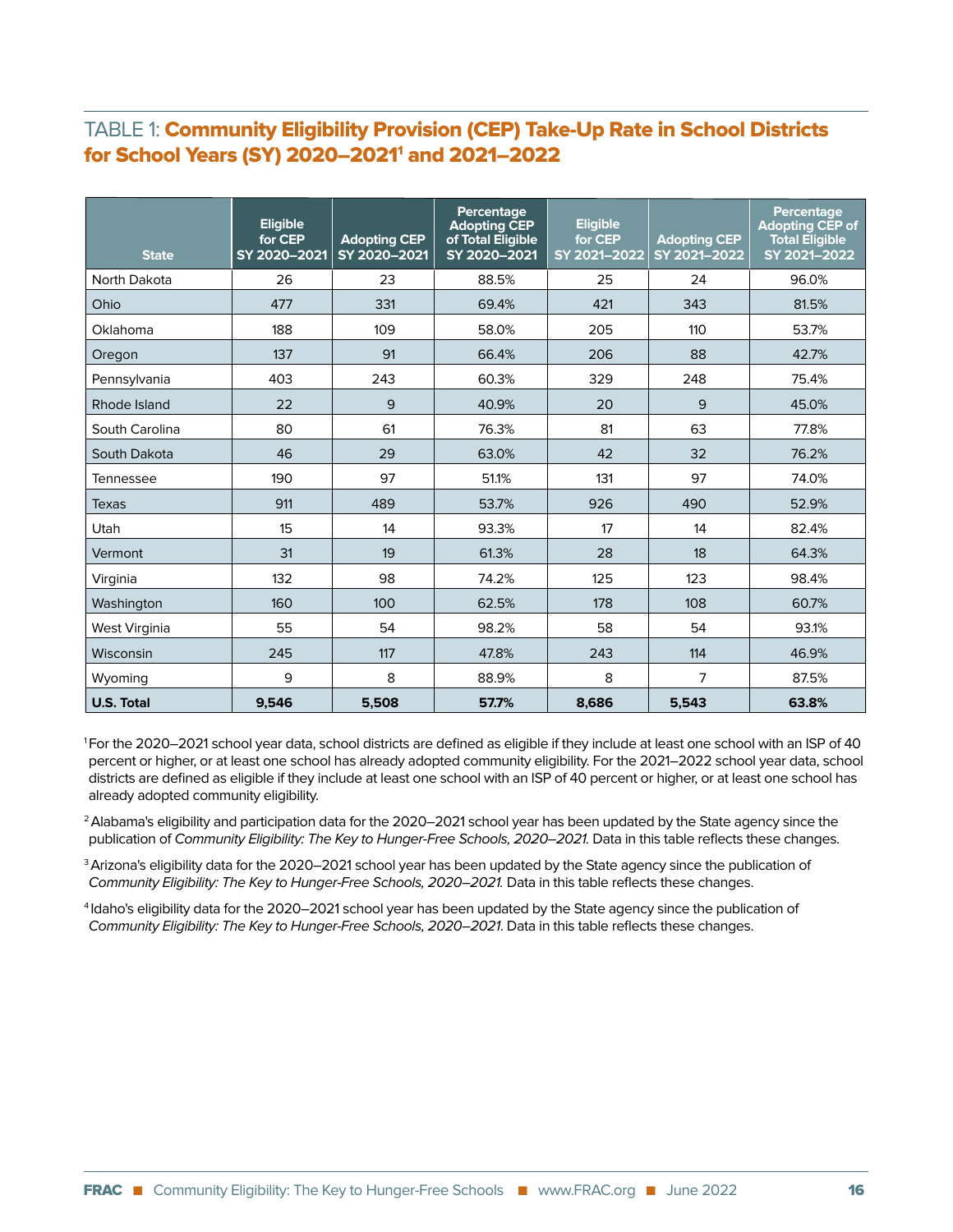## TABLE 1: **Community Eligibility Provision (CEP) Take-Up Rate in School Districts for School Years (SY) 2020–2021[1] and 2021–2022**

| State | Eligible for CEP SY 2020–2021 | Adopting CEP SY 2020–2021 | Percentage Adopting CEP of Total Eligible SY 2020–2021 | Eligible for CEP SY 2021–2022 | Adopting CEP SY 2021–2022 | Percentage Adopting CEP of Total Eligible SY 2021–2022 |
|---|---|---|---|---|---|---|
| North Dakota | 26 | 23 | 88.5% | 25 | 24 | 96.0% |
| Ohio | 477 | 331 | 69.4% | 421 | 343 | 81.5% |
| Oklahoma | 188 | 109 | 58.0% | 205 | 110 | 53.7% |
| Oregon | 137 | 91 | 66.4% | 206 | 88 | 42.7% |
| Pennsylvania | 403 | 243 | 60.3% | 329 | 248 | 75.4% |
| Rhode Island | 22 | 9 | 40.9% | 20 | 9 | 45.0% |
| South Carolina | 80 | 61 | 76.3% | 81 | 63 | 77.8% |
| South Dakota | 46 | 29 | 63.0% | 42 | 32 | 76.2% |
| Tennessee | 190 | 97 | 51.1% | 131 | 97 | 74.0% |
| Texas | 911 | 489 | 53.7% | 926 | 490 | 52.9% |
| Utah | 15 | 14 | 93.3% | 17 | 14 | 82.4% |
| Vermont | 31 | 19 | 61.3% | 28 | 18 | 64.3% |
| Virginia | 132 | 98 | 74.2% | 125 | 123 | 98.4% |
| Washington | 160 | 100 | 62.5% | 178 | 108 | 60.7% |
| West Virginia | 55 | 54 | 98.2% | 58 | 54 | 93.1% |
| Wisconsin | 245 | 117 | 47.8% | 243 | 114 | 46.9% |
| Wyoming | 9 | 8 | 88.9% | 8 | 7 | 87.5% |
| **U.S. Total** | **9,546** | **5,508** | **57.7%** | **8,686** | **5,543** | **63.8%** |

[1] For the 2020–2021 school year data, school districts are defined as eligible if they include at least one school with an ISP of 40 percent or higher, or at least one school has already adopted community eligibility. For the 2021–2022 school year data, school districts are defined as eligible if they include at least one school with an ISP of 40 percent or higher, or at least one school has already adopted community eligibility.

[2] Alabama's eligibility and participation data for the 2020–2021 school year has been updated by the State agency since the publication of *Community Eligibility: The Key to Hunger-Free Schools, 2020–2021.* Data in this table reflects these changes.

[3] Arizona's eligibility data for the 2020–2021 school year has been updated by the State agency since the publication of *Community Eligibility: The Key to Hunger-Free Schools, 2020–2021.* Data in this table reflects these changes.

[4] Idaho's eligibility data for the 2020–2021 school year has been updated by the State agency since the publication of *Community Eligibility: The Key to Hunger-Free Schools, 2020–2021.* Data in this table reflects these changes.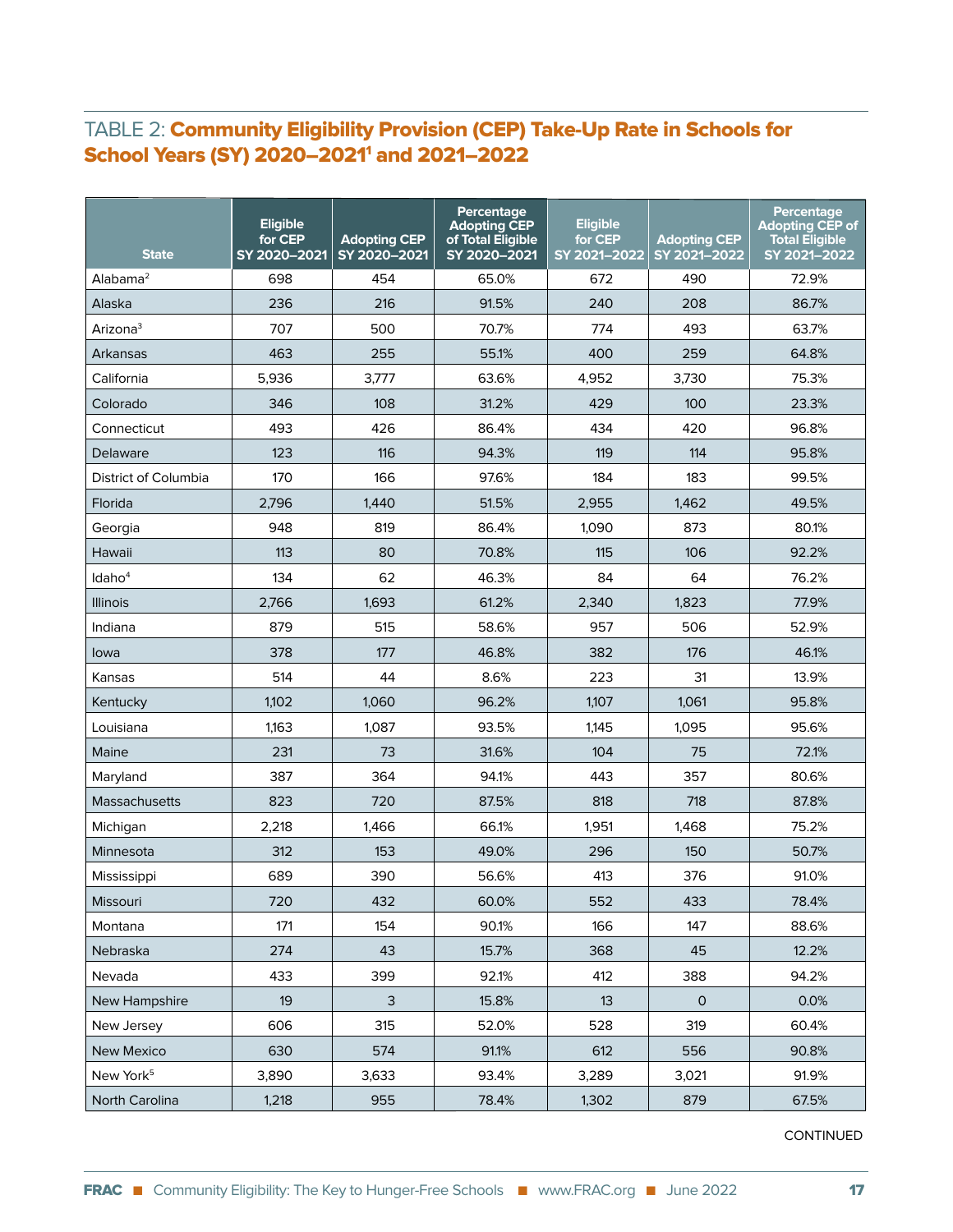## TABLE 2: **Community Eligibility Provision (CEP) Take-Up Rate in Schools for School Years (SY) 2020–2021[1] and 2021–2022**

| State | Eligible for CEP SY 2020–2021 | Adopting CEP SY 2020–2021 | Percentage Adopting CEP of Total Eligible SY 2020–2021 | Eligible for CEP SY 2021–2022 | Adopting CEP SY 2021–2022 | Percentage Adopting CEP of Total Eligible SY 2021–2022 |
|---|---|---|---|---|---|---|
| Alabama[2] | 698 | 454 | 65.0% | 672 | 490 | 72.9% |
| Alaska | 236 | 216 | 91.5% | 240 | 208 | 86.7% |
| Arizona[3] | 707 | 500 | 70.7% | 774 | 493 | 63.7% |
| Arkansas | 463 | 255 | 55.1% | 400 | 259 | 64.8% |
| California | 5,936 | 3,777 | 63.6% | 4,952 | 3,730 | 75.3% |
| Colorado | 346 | 108 | 31.2% | 429 | 100 | 23.3% |
| Connecticut | 493 | 426 | 86.4% | 434 | 420 | 96.8% |
| Delaware | 123 | 116 | 94.3% | 119 | 114 | 95.8% |
| District of Columbia | 170 | 166 | 97.6% | 184 | 183 | 99.5% |
| Florida | 2,796 | 1,440 | 51.5% | 2,955 | 1,462 | 49.5% |
| Georgia | 948 | 819 | 86.4% | 1,090 | 873 | 80.1% |
| Hawaii | 113 | 80 | 70.8% | 115 | 106 | 92.2% |
| Idaho[4] | 134 | 62 | 46.3% | 84 | 64 | 76.2% |
| Illinois | 2,766 | 1,693 | 61.2% | 2,340 | 1,823 | 77.9% |
| Indiana | 879 | 515 | 58.6% | 957 | 506 | 52.9% |
| Iowa | 378 | 177 | 46.8% | 382 | 176 | 46.1% |
| Kansas | 514 | 44 | 8.6% | 223 | 31 | 13.9% |
| Kentucky | 1,102 | 1,060 | 96.2% | 1,107 | 1,061 | 95.8% |
| Louisiana | 1,163 | 1,087 | 93.5% | 1,145 | 1,095 | 95.6% |
| Maine | 231 | 73 | 31.6% | 104 | 75 | 72.1% |
| Maryland | 387 | 364 | 94.1% | 443 | 357 | 80.6% |
| Massachusetts | 823 | 720 | 87.5% | 818 | 718 | 87.8% |
| Michigan | 2,218 | 1,466 | 66.1% | 1,951 | 1,468 | 75.2% |
| Minnesota | 312 | 153 | 49.0% | 296 | 150 | 50.7% |
| Mississippi | 689 | 390 | 56.6% | 413 | 376 | 91.0% |
| Missouri | 720 | 432 | 60.0% | 552 | 433 | 78.4% |
| Montana | 171 | 154 | 90.1% | 166 | 147 | 88.6% |
| Nebraska | 274 | 43 | 15.7% | 368 | 45 | 12.2% |
| Nevada | 433 | 399 | 92.1% | 412 | 388 | 94.2% |
| New Hampshire | 19 | 3 | 15.8% | 13 | 0 | 0.0% |
| New Jersey | 606 | 315 | 52.0% | 528 | 319 | 60.4% |
| New Mexico | 630 | 574 | 91.1% | 612 | 556 | 90.8% |
| New York[5] | 3,890 | 3,633 | 93.4% | 3,289 | 3,021 | 91.9% |
| North Carolina | 1,218 | 955 | 78.4% | 1,302 | 879 | 67.5% |

CONTINUED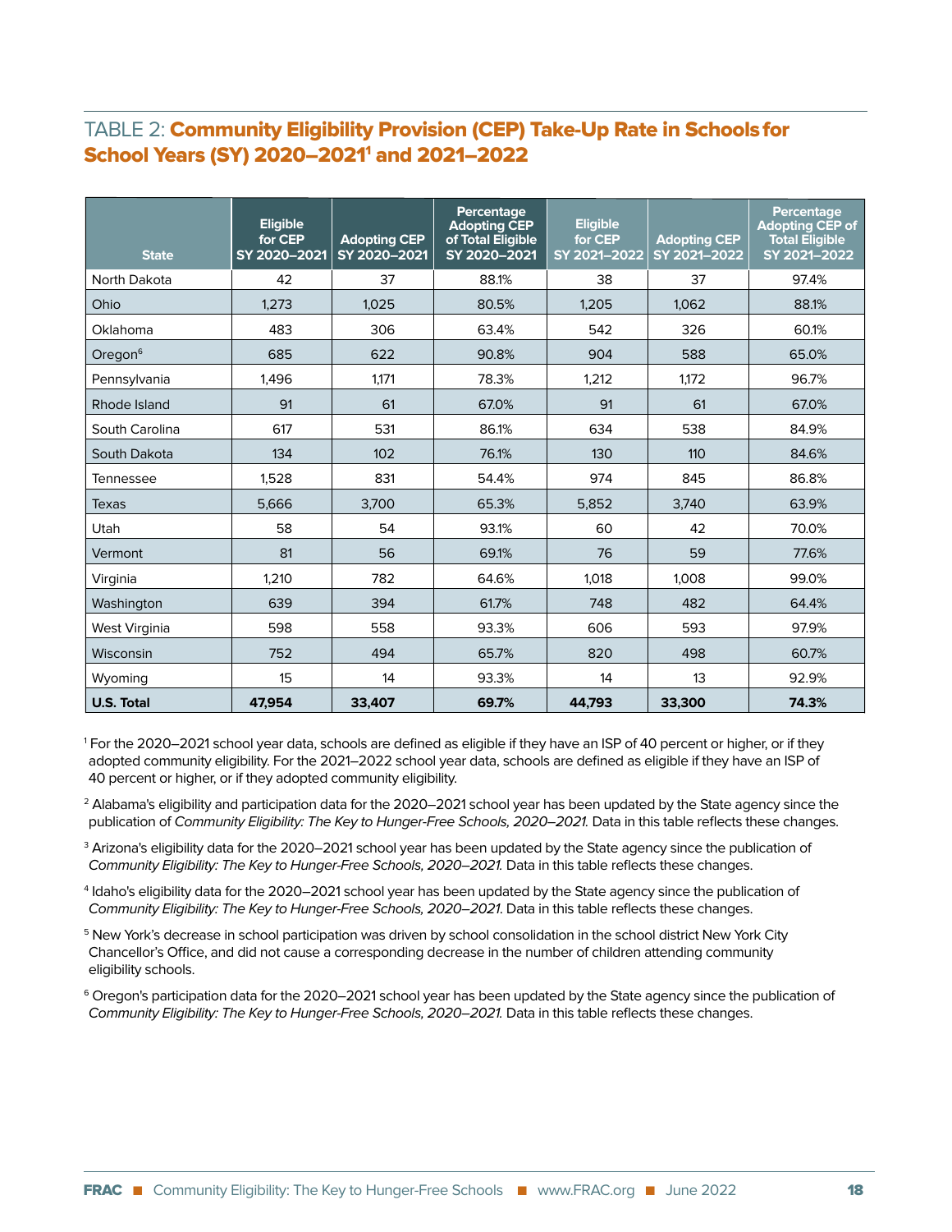## TABLE 2: **Community Eligibility Provision (CEP) Take-Up Rate in Schools for School Years (SY) 2020–2021[1] and 2021–2022**

| State | Eligible for CEP SY 2020–2021 | Adopting CEP SY 2020–2021 | Percentage Adopting CEP of Total Eligible SY 2020–2021 | Eligible for CEP SY 2021–2022 | Adopting CEP SY 2021–2022 | Percentage Adopting CEP of Total Eligible SY 2021–2022 |
|---|---|---|---|---|---|---|
| North Dakota | 42 | 37 | 88.1% | 38 | 37 | 97.4% |
| Ohio | 1,273 | 1,025 | 80.5% | 1,205 | 1,062 | 88.1% |
| Oklahoma | 483 | 306 | 63.4% | 542 | 326 | 60.1% |
| Oregon[6] | 685 | 622 | 90.8% | 904 | 588 | 65.0% |
| Pennsylvania | 1,496 | 1,171 | 78.3% | 1,212 | 1,172 | 96.7% |
| Rhode Island | 91 | 61 | 67.0% | 91 | 61 | 67.0% |
| South Carolina | 617 | 531 | 86.1% | 634 | 538 | 84.9% |
| South Dakota | 134 | 102 | 76.1% | 130 | 110 | 84.6% |
| Tennessee | 1,528 | 831 | 54.4% | 974 | 845 | 86.8% |
| Texas | 5,666 | 3,700 | 65.3% | 5,852 | 3,740 | 63.9% |
| Utah | 58 | 54 | 93.1% | 60 | 42 | 70.0% |
| Vermont | 81 | 56 | 69.1% | 76 | 59 | 77.6% |
| Virginia | 1,210 | 782 | 64.6% | 1,018 | 1,008 | 99.0% |
| Washington | 639 | 394 | 61.7% | 748 | 482 | 64.4% |
| West Virginia | 598 | 558 | 93.3% | 606 | 593 | 97.9% |
| Wisconsin | 752 | 494 | 65.7% | 820 | 498 | 60.7% |
| Wyoming | 15 | 14 | 93.3% | 14 | 13 | 92.9% |
| **U.S. Total** | **47,954** | **33,407** | **69.7%** | **44,793** | **33,300** | **74.3%** |

[1] For the 2020–2021 school year data, schools are defined as eligible if they have an ISP of 40 percent or higher, or if they adopted community eligibility. For the 2021–2022 school year data, schools are defined as eligible if they have an ISP of 40 percent or higher, or if they adopted community eligibility.

[2] Alabama's eligibility and participation data for the 2020–2021 school year has been updated by the State agency since the publication of *Community Eligibility: The Key to Hunger-Free Schools, 2020–2021.* Data in this table reflects these changes.

[3] Arizona's eligibility data for the 2020–2021 school year has been updated by the State agency since the publication of *Community Eligibility: The Key to Hunger-Free Schools, 2020–2021.* Data in this table reflects these changes.

[4] Idaho's eligibility data for the 2020–2021 school year has been updated by the State agency since the publication of *Community Eligibility: The Key to Hunger-Free Schools, 2020–2021.* Data in this table reflects these changes.

[5] New York's decrease in school participation was driven by school consolidation in the school district New York City Chancellor's Office, and did not cause a corresponding decrease in the number of children attending community eligibility schools.

[6] Oregon's participation data for the 2020–2021 school year has been updated by the State agency since the publication of *Community Eligibility: The Key to Hunger-Free Schools, 2020–2021.* Data in this table reflects these changes.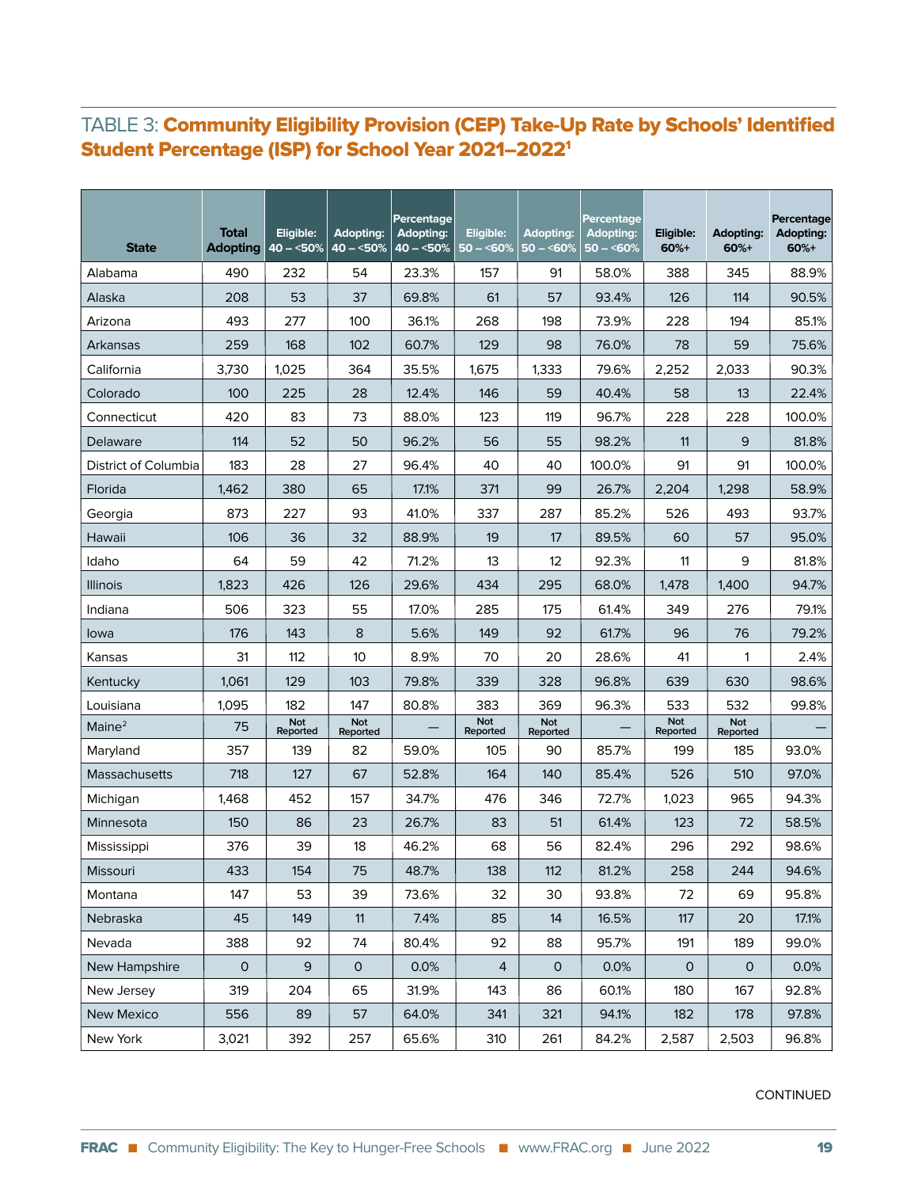## TABLE 3: **Community Eligibility Provision (CEP) Take-Up Rate by Schools' Identified Student Percentage (ISP) for School Year 2021–2022**[1]

| State | Total Adopting | Eligible: 40 – <50% | Adopting: 40 – <50% | Percentage Adopting: 40 – <50% | Eligible: 50 – <60% | Adopting: 50 – <60% | Percentage Adopting: 50 – <60% | Eligible: 60%+ | Adopting: 60%+ | Percentage Adopting: 60%+ |
|---|---|---|---|---|---|---|---|---|---|---|
| Alabama | 490 | 232 | 54 | 23.3% | 157 | 91 | 58.0% | 388 | 345 | 88.9% |
| Alaska | 208 | 53 | 37 | 69.8% | 61 | 57 | 93.4% | 126 | 114 | 90.5% |
| Arizona | 493 | 277 | 100 | 36.1% | 268 | 198 | 73.9% | 228 | 194 | 85.1% |
| Arkansas | 259 | 168 | 102 | 60.7% | 129 | 98 | 76.0% | 78 | 59 | 75.6% |
| California | 3,730 | 1,025 | 364 | 35.5% | 1,675 | 1,333 | 79.6% | 2,252 | 2,033 | 90.3% |
| Colorado | 100 | 225 | 28 | 12.4% | 146 | 59 | 40.4% | 58 | 13 | 22.4% |
| Connecticut | 420 | 83 | 73 | 88.0% | 123 | 119 | 96.7% | 228 | 228 | 100.0% |
| Delaware | 114 | 52 | 50 | 96.2% | 56 | 55 | 98.2% | 11 | 9 | 81.8% |
| District of Columbia | 183 | 28 | 27 | 96.4% | 40 | 40 | 100.0% | 91 | 91 | 100.0% |
| Florida | 1,462 | 380 | 65 | 17.1% | 371 | 99 | 26.7% | 2,204 | 1,298 | 58.9% |
| Georgia | 873 | 227 | 93 | 41.0% | 337 | 287 | 85.2% | 526 | 493 | 93.7% |
| Hawaii | 106 | 36 | 32 | 88.9% | 19 | 17 | 89.5% | 60 | 57 | 95.0% |
| Idaho | 64 | 59 | 42 | 71.2% | 13 | 12 | 92.3% | 11 | 9 | 81.8% |
| Illinois | 1,823 | 426 | 126 | 29.6% | 434 | 295 | 68.0% | 1,478 | 1,400 | 94.7% |
| Indiana | 506 | 323 | 55 | 17.0% | 285 | 175 | 61.4% | 349 | 276 | 79.1% |
| Iowa | 176 | 143 | 8 | 5.6% | 149 | 92 | 61.7% | 96 | 76 | 79.2% |
| Kansas | 31 | 112 | 10 | 8.9% | 70 | 20 | 28.6% | 41 | 1 | 2.4% |
| Kentucky | 1,061 | 129 | 103 | 79.8% | 339 | 328 | 96.8% | 639 | 630 | 98.6% |
| Louisiana | 1,095 | 182 | 147 | 80.8% | 383 | 369 | 96.3% | 533 | 532 | 99.8% |
| Maine[2] | 75 | Not Reported | Not Reported | — | Not Reported | Not Reported | — | Not Reported | Not Reported | — |
| Maryland | 357 | 139 | 82 | 59.0% | 105 | 90 | 85.7% | 199 | 185 | 93.0% |
| Massachusetts | 718 | 127 | 67 | 52.8% | 164 | 140 | 85.4% | 526 | 510 | 97.0% |
| Michigan | 1,468 | 452 | 157 | 34.7% | 476 | 346 | 72.7% | 1,023 | 965 | 94.3% |
| Minnesota | 150 | 86 | 23 | 26.7% | 83 | 51 | 61.4% | 123 | 72 | 58.5% |
| Mississippi | 376 | 39 | 18 | 46.2% | 68 | 56 | 82.4% | 296 | 292 | 98.6% |
| Missouri | 433 | 154 | 75 | 48.7% | 138 | 112 | 81.2% | 258 | 244 | 94.6% |
| Montana | 147 | 53 | 39 | 73.6% | 32 | 30 | 93.8% | 72 | 69 | 95.8% |
| Nebraska | 45 | 149 | 11 | 7.4% | 85 | 14 | 16.5% | 117 | 20 | 17.1% |
| Nevada | 388 | 92 | 74 | 80.4% | 92 | 88 | 95.7% | 191 | 189 | 99.0% |
| New Hampshire | 0 | 9 | 0 | 0.0% | 4 | 0 | 0.0% | 0 | 0 | 0.0% |
| New Jersey | 319 | 204 | 65 | 31.9% | 143 | 86 | 60.1% | 180 | 167 | 92.8% |
| New Mexico | 556 | 89 | 57 | 64.0% | 341 | 321 | 94.1% | 182 | 178 | 97.8% |
| New York | 3,021 | 392 | 257 | 65.6% | 310 | 261 | 84.2% | 2,587 | 2,503 | 96.8% |

CONTINUED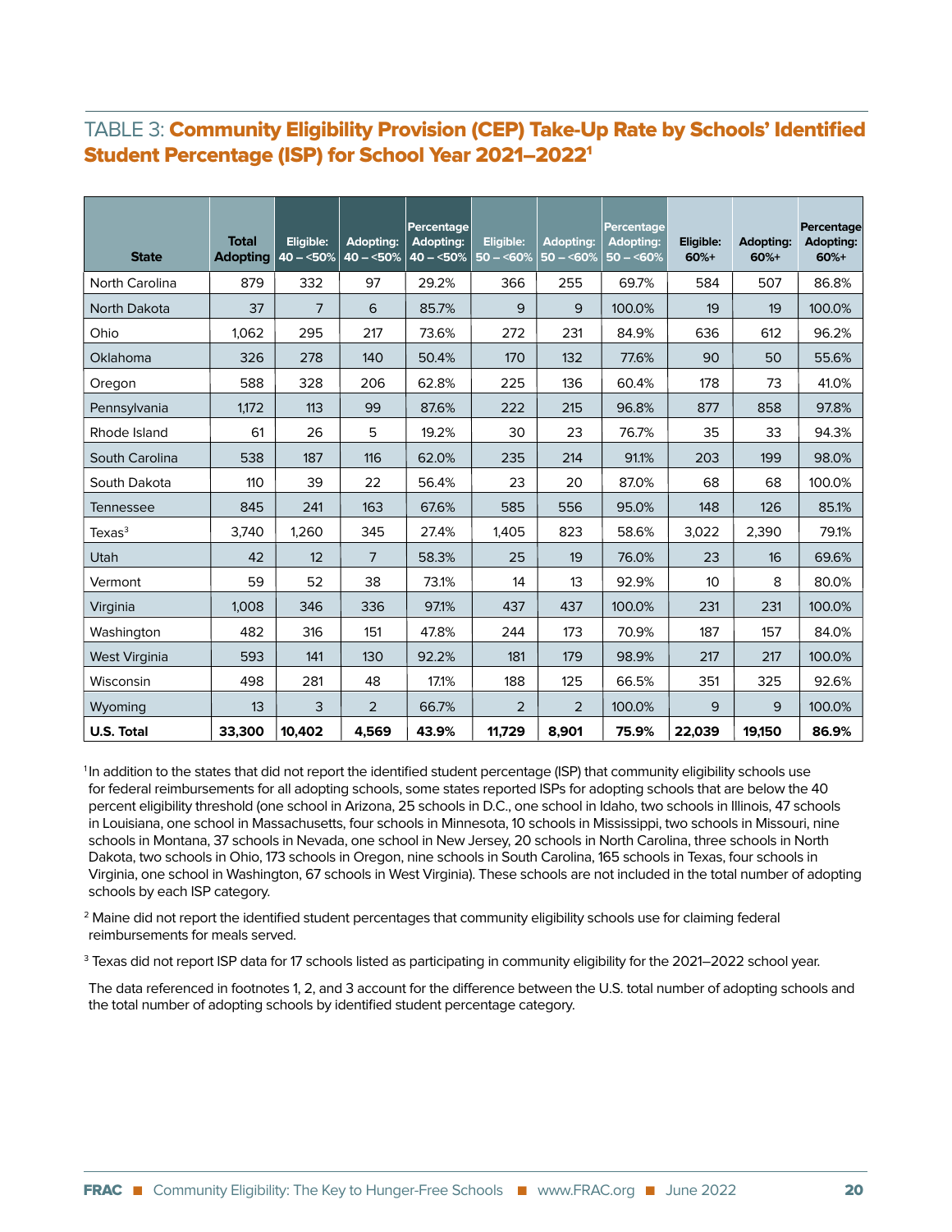## TABLE 3: **Community Eligibility Provision (CEP) Take-Up Rate by Schools' Identified Student Percentage (ISP) for School Year 2021–2022**[1]

| State | Total Adopting | Eligible: 40 – <50% | Adopting: 40 – <50% | Percentage Adopting: 40 – <50% | Eligible: 50 – <60% | Adopting: 50 – <60% | Percentage Adopting: 50 – <60% | Eligible: 60%+ | Adopting: 60%+ | Percentage Adopting: 60%+ |
|---|---|---|---|---|---|---|---|---|---|---|
| North Carolina | 879 | 332 | 97 | 29.2% | 366 | 255 | 69.7% | 584 | 507 | 86.8% |
| North Dakota | 37 | 7 | 6 | 85.7% | 9 | 9 | 100.0% | 19 | 19 | 100.0% |
| Ohio | 1,062 | 295 | 217 | 73.6% | 272 | 231 | 84.9% | 636 | 612 | 96.2% |
| Oklahoma | 326 | 278 | 140 | 50.4% | 170 | 132 | 77.6% | 90 | 50 | 55.6% |
| Oregon | 588 | 328 | 206 | 62.8% | 225 | 136 | 60.4% | 178 | 73 | 41.0% |
| Pennsylvania | 1,172 | 113 | 99 | 87.6% | 222 | 215 | 96.8% | 877 | 858 | 97.8% |
| Rhode Island | 61 | 26 | 5 | 19.2% | 30 | 23 | 76.7% | 35 | 33 | 94.3% |
| South Carolina | 538 | 187 | 116 | 62.0% | 235 | 214 | 91.1% | 203 | 199 | 98.0% |
| South Dakota | 110 | 39 | 22 | 56.4% | 23 | 20 | 87.0% | 68 | 68 | 100.0% |
| Tennessee | 845 | 241 | 163 | 67.6% | 585 | 556 | 95.0% | 148 | 126 | 85.1% |
| Texas[3] | 3,740 | 1,260 | 345 | 27.4% | 1,405 | 823 | 58.6% | 3,022 | 2,390 | 79.1% |
| Utah | 42 | 12 | 7 | 58.3% | 25 | 19 | 76.0% | 23 | 16 | 69.6% |
| Vermont | 59 | 52 | 38 | 73.1% | 14 | 13 | 92.9% | 10 | 8 | 80.0% |
| Virginia | 1,008 | 346 | 336 | 97.1% | 437 | 437 | 100.0% | 231 | 231 | 100.0% |
| Washington | 482 | 316 | 151 | 47.8% | 244 | 173 | 70.9% | 187 | 157 | 84.0% |
| West Virginia | 593 | 141 | 130 | 92.2% | 181 | 179 | 98.9% | 217 | 217 | 100.0% |
| Wisconsin | 498 | 281 | 48 | 17.1% | 188 | 125 | 66.5% | 351 | 325 | 92.6% |
| Wyoming | 13 | 3 | 2 | 66.7% | 2 | 2 | 100.0% | 9 | 9 | 100.0% |
| **U.S. Total** | **33,300** | **10,402** | **4,569** | **43.9%** | **11,729** | **8,901** | **75.9%** | **22,039** | **19,150** | **86.9%** |

[1] In addition to the states that did not report the identified student percentage (ISP) that community eligibility schools use for federal reimbursements for all adopting schools, some states reported ISPs for adopting schools that are below the 40 percent eligibility threshold (one school in Arizona, 25 schools in D.C., one school in Idaho, two schools in Illinois, 47 schools in Louisiana, one school in Massachusetts, four schools in Minnesota, 10 schools in Mississippi, two schools in Missouri, nine schools in Montana, 37 schools in Nevada, one school in New Jersey, 20 schools in North Carolina, three schools in North Dakota, two schools in Ohio, 173 schools in Oregon, nine schools in South Carolina, 165 schools in Texas, four schools in Virginia, one school in Washington, 67 schools in West Virginia). These schools are not included in the total number of adopting schools by each ISP category.

[2] Maine did not report the identified student percentages that community eligibility schools use for claiming federal reimbursements for meals served.

[3] Texas did not report ISP data for 17 schools listed as participating in community eligibility for the 2021–2022 school year.

The data referenced in footnotes 1, 2, and 3 account for the difference between the U.S. total number of adopting schools and the total number of adopting schools by identified student percentage category.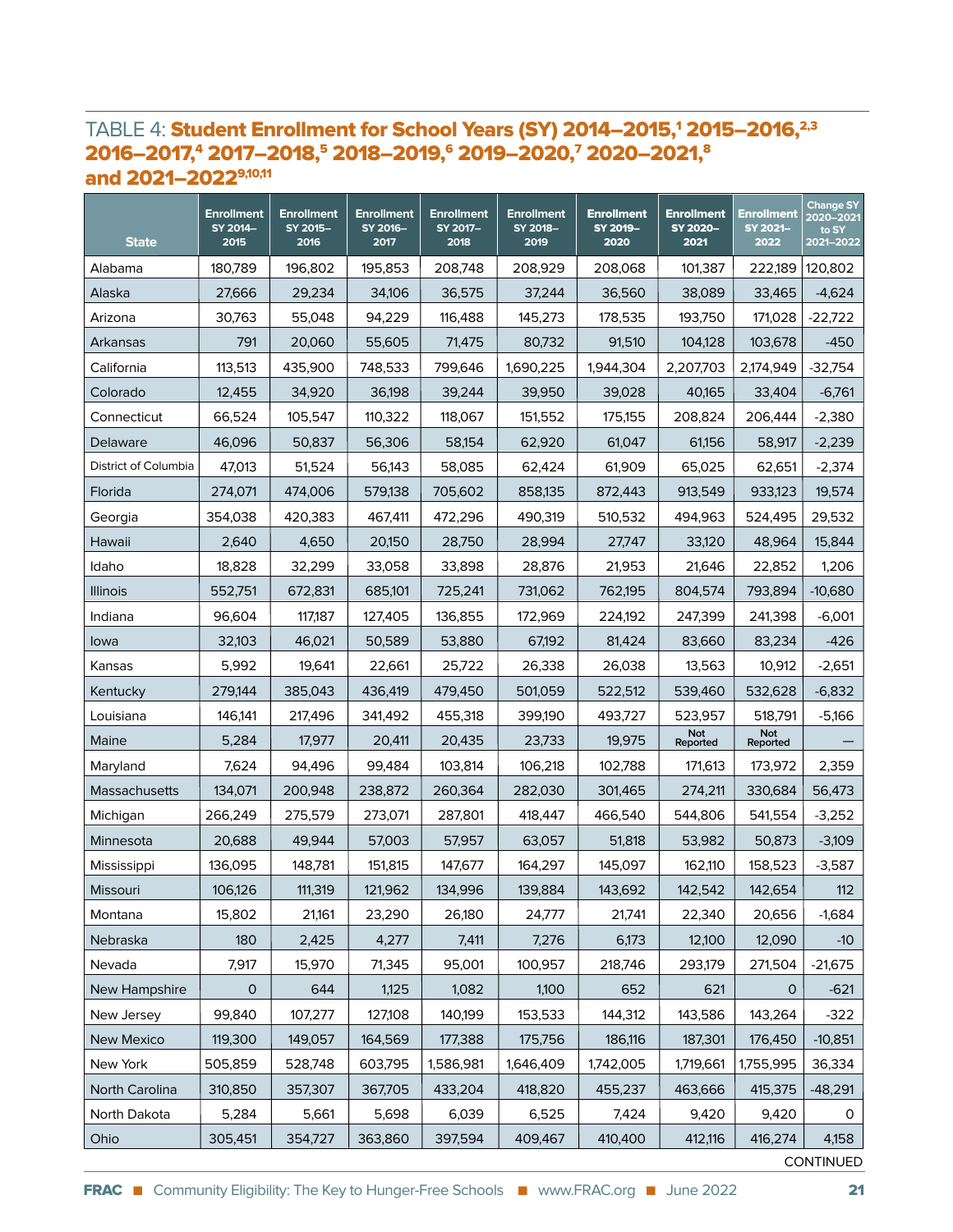## TABLE 4: Student Enrollment for School Years (SY) 2014–2015,[1] 2015–2016,[2,3] 2016–2017,[4] 2017–2018,[5] 2018–2019,[6] 2019–2020,[7] 2020–2021,[8] and 2021–2022[9,10,11]

| State | Enrollment SY 2014–2015 | Enrollment SY 2015–2016 | Enrollment SY 2016–2017 | Enrollment SY 2017–2018 | Enrollment SY 2018–2019 | Enrollment SY 2019–2020 | Enrollment SY 2020–2021 | Enrollment SY 2021–2022 | Change SY 2020–2021 to SY 2021–2022 |
|---|---|---|---|---|---|---|---|---|---|
| Alabama | 180,789 | 196,802 | 195,853 | 208,748 | 208,929 | 208,068 | 101,387 | 222,189 | 120,802 |
| Alaska | 27,666 | 29,234 | 34,106 | 36,575 | 37,244 | 36,560 | 38,089 | 33,465 | -4,624 |
| Arizona | 30,763 | 55,048 | 94,229 | 116,488 | 145,273 | 178,535 | 193,750 | 171,028 | -22,722 |
| Arkansas | 791 | 20,060 | 55,605 | 71,475 | 80,732 | 91,510 | 104,128 | 103,678 | -450 |
| California | 113,513 | 435,900 | 748,533 | 799,646 | 1,690,225 | 1,944,304 | 2,207,703 | 2,174,949 | -32,754 |
| Colorado | 12,455 | 34,920 | 36,198 | 39,244 | 39,950 | 39,028 | 40,165 | 33,404 | -6,761 |
| Connecticut | 66,524 | 105,547 | 110,322 | 118,067 | 151,552 | 175,155 | 208,824 | 206,444 | -2,380 |
| Delaware | 46,096 | 50,837 | 56,306 | 58,154 | 62,920 | 61,047 | 61,156 | 58,917 | -2,239 |
| District of Columbia | 47,013 | 51,524 | 56,143 | 58,085 | 62,424 | 61,909 | 65,025 | 62,651 | -2,374 |
| Florida | 274,071 | 474,006 | 579,138 | 705,602 | 858,135 | 872,443 | 913,549 | 933,123 | 19,574 |
| Georgia | 354,038 | 420,383 | 467,411 | 472,296 | 490,319 | 510,532 | 494,963 | 524,495 | 29,532 |
| Hawaii | 2,640 | 4,650 | 20,150 | 28,750 | 28,994 | 27,747 | 33,120 | 48,964 | 15,844 |
| Idaho | 18,828 | 32,299 | 33,058 | 33,898 | 28,876 | 21,953 | 21,646 | 22,852 | 1,206 |
| Illinois | 552,751 | 672,831 | 685,101 | 725,241 | 731,062 | 762,195 | 804,574 | 793,894 | -10,680 |
| Indiana | 96,604 | 117,187 | 127,405 | 136,855 | 172,969 | 224,192 | 247,399 | 241,398 | -6,001 |
| Iowa | 32,103 | 46,021 | 50,589 | 53,880 | 67,192 | 81,424 | 83,660 | 83,234 | -426 |
| Kansas | 5,992 | 19,641 | 22,661 | 25,722 | 26,338 | 26,038 | 13,563 | 10,912 | -2,651 |
| Kentucky | 279,144 | 385,043 | 436,419 | 479,450 | 501,059 | 522,512 | 539,460 | 532,628 | -6,832 |
| Louisiana | 146,141 | 217,496 | 341,492 | 455,318 | 399,190 | 493,727 | 523,957 | 518,791 | -5,166 |
| Maine | 5,284 | 17,977 | 20,411 | 20,435 | 23,733 | 19,975 | Not Reported | Not Reported | — |
| Maryland | 7,624 | 94,496 | 99,484 | 103,814 | 106,218 | 102,788 | 171,613 | 173,972 | 2,359 |
| Massachusetts | 134,071 | 200,948 | 238,872 | 260,364 | 282,030 | 301,465 | 274,211 | 330,684 | 56,473 |
| Michigan | 266,249 | 275,579 | 273,071 | 287,801 | 418,447 | 466,540 | 544,806 | 541,554 | -3,252 |
| Minnesota | 20,688 | 49,944 | 57,003 | 57,957 | 63,057 | 51,818 | 53,982 | 50,873 | -3,109 |
| Mississippi | 136,095 | 148,781 | 151,815 | 147,677 | 164,297 | 145,097 | 162,110 | 158,523 | -3,587 |
| Missouri | 106,126 | 111,319 | 121,962 | 134,996 | 139,884 | 143,692 | 142,542 | 142,654 | 112 |
| Montana | 15,802 | 21,161 | 23,290 | 26,180 | 24,777 | 21,741 | 22,340 | 20,656 | -1,684 |
| Nebraska | 180 | 2,425 | 4,277 | 7,411 | 7,276 | 6,173 | 12,100 | 12,090 | -10 |
| Nevada | 7,917 | 15,970 | 71,345 | 95,001 | 100,957 | 218,746 | 293,179 | 271,504 | -21,675 |
| New Hampshire | 0 | 644 | 1,125 | 1,082 | 1,100 | 652 | 621 | 0 | -621 |
| New Jersey | 99,840 | 107,277 | 127,108 | 140,199 | 153,533 | 144,312 | 143,586 | 143,264 | -322 |
| New Mexico | 119,300 | 149,057 | 164,569 | 177,388 | 175,756 | 186,116 | 187,301 | 176,450 | -10,851 |
| New York | 505,859 | 528,748 | 603,795 | 1,586,981 | 1,646,409 | 1,742,005 | 1,719,661 | 1,755,995 | 36,334 |
| North Carolina | 310,850 | 357,307 | 367,705 | 433,204 | 418,820 | 455,237 | 463,666 | 415,375 | -48,291 |
| North Dakota | 5,284 | 5,661 | 5,698 | 6,039 | 6,525 | 7,424 | 9,420 | 9,420 | 0 |
| Ohio | 305,451 | 354,727 | 363,860 | 397,594 | 409,467 | 410,400 | 412,116 | 416,274 | 4,158 |

CONTINUED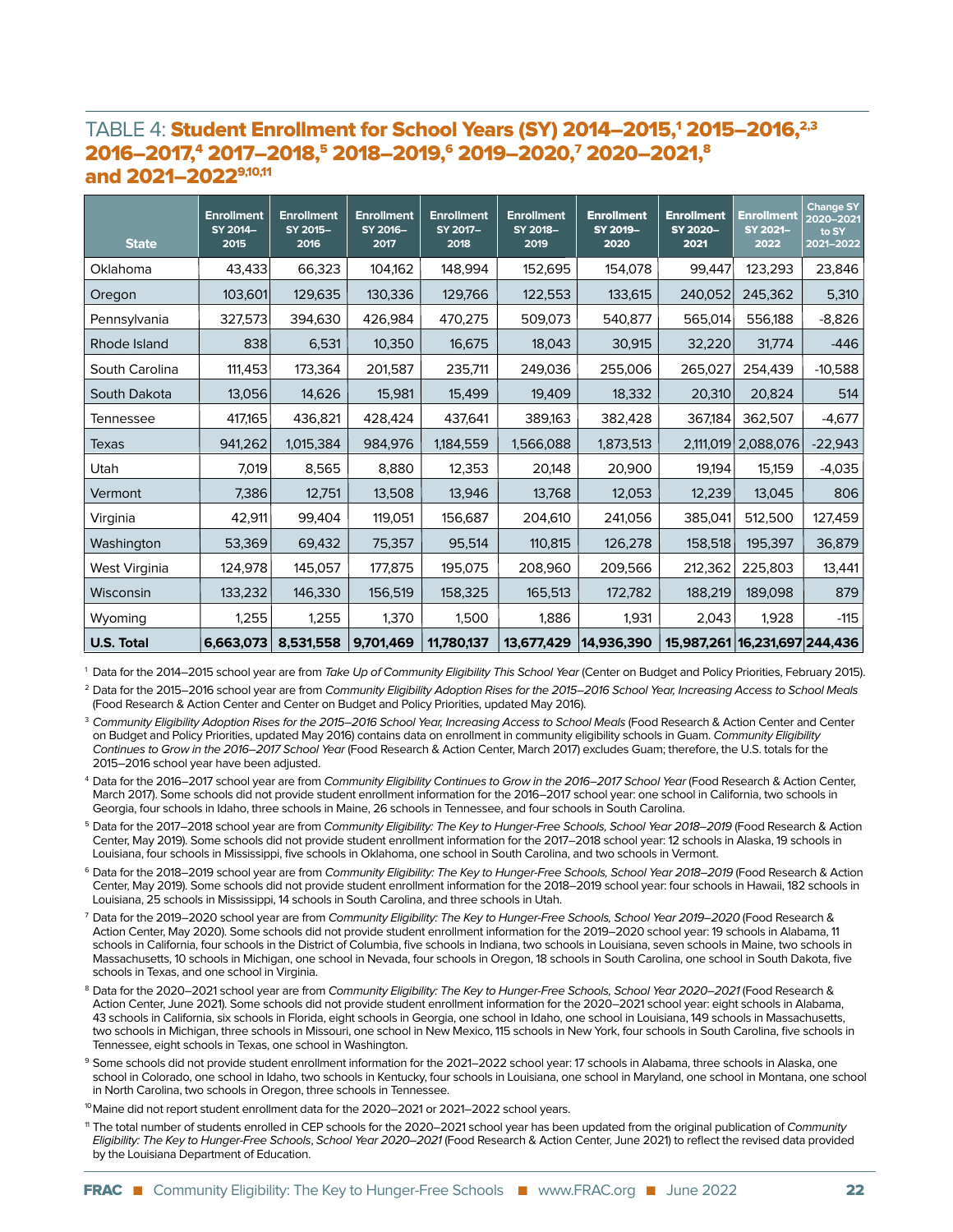## TABLE 4: Student Enrollment for School Years (SY) 2014–2015,[1] 2015–2016,[2,3] 2016–2017,[4] 2017–2018,[5] 2018–2019,[6] 2019–2020,[7] 2020–2021,[8] and 2021–2022[9,10,11]

| State | Enrollment SY 2014–2015 | Enrollment SY 2015–2016 | Enrollment SY 2016–2017 | Enrollment SY 2017–2018 | Enrollment SY 2018–2019 | Enrollment SY 2019–2020 | Enrollment SY 2020–2021 | Enrollment SY 2021–2022 | Change SY 2020–2021 to SY 2021–2022 |
|---|---|---|---|---|---|---|---|---|---|
| Oklahoma | 43,433 | 66,323 | 104,162 | 148,994 | 152,695 | 154,078 | 99,447 | 123,293 | 23,846 |
| Oregon | 103,601 | 129,635 | 130,336 | 129,766 | 122,553 | 133,615 | 240,052 | 245,362 | 5,310 |
| Pennsylvania | 327,573 | 394,630 | 426,984 | 470,275 | 509,073 | 540,877 | 565,014 | 556,188 | -8,826 |
| Rhode Island | 838 | 6,531 | 10,350 | 16,675 | 18,043 | 30,915 | 32,220 | 31,774 | -446 |
| South Carolina | 111,453 | 173,364 | 201,587 | 235,711 | 249,036 | 255,006 | 265,027 | 254,439 | -10,588 |
| South Dakota | 13,056 | 14,626 | 15,981 | 15,499 | 19,409 | 18,332 | 20,310 | 20,824 | 514 |
| Tennessee | 417,165 | 436,821 | 428,424 | 437,641 | 389,163 | 382,428 | 367,184 | 362,507 | -4,677 |
| Texas | 941,262 | 1,015,384 | 984,976 | 1,184,559 | 1,566,088 | 1,873,513 | 2,111,019 | 2,088,076 | -22,943 |
| Utah | 7,019 | 8,565 | 8,880 | 12,353 | 20,148 | 20,900 | 19,194 | 15,159 | -4,035 |
| Vermont | 7,386 | 12,751 | 13,508 | 13,946 | 13,768 | 12,053 | 12,239 | 13,045 | 806 |
| Virginia | 42,911 | 99,404 | 119,051 | 156,687 | 204,610 | 241,056 | 385,041 | 512,500 | 127,459 |
| Washington | 53,369 | 69,432 | 75,357 | 95,514 | 110,815 | 126,278 | 158,518 | 195,397 | 36,879 |
| West Virginia | 124,978 | 145,057 | 177,875 | 195,075 | 208,960 | 209,566 | 212,362 | 225,803 | 13,441 |
| Wisconsin | 133,232 | 146,330 | 156,519 | 158,325 | 165,513 | 172,782 | 188,219 | 189,098 | 879 |
| Wyoming | 1,255 | 1,255 | 1,370 | 1,500 | 1,886 | 1,931 | 2,043 | 1,928 | -115 |
| **U.S. Total** | **6,663,073** | **8,531,558** | **9,701,469** | **11,780,137** | **13,677,429** | **14,936,390** | **15,987,261** | **16,231,697** | **244,436** |

[1] Data for the 2014–2015 school year are from *Take Up of Community Eligibility This School Year* (Center on Budget and Policy Priorities, February 2015).

[2] Data for the 2015–2016 school year are from *Community Eligibility Adoption Rises for the 2015–2016 School Year, Increasing Access to School Meals* (Food Research & Action Center and Center on Budget and Policy Priorities, updated May 2016).

[3] *Community Eligibility Adoption Rises for the 2015–2016 School Year, Increasing Access to School Meals* (Food Research & Action Center and Center on Budget and Policy Priorities, updated May 2016) contains data on enrollment in community eligibility schools in Guam. *Community Eligibility Continues to Grow in the 2016–2017 School Year* (Food Research & Action Center, March 2017) excludes Guam; therefore, the U.S. totals for the 2015–2016 school year have been adjusted.

[4] Data for the 2016–2017 school year are from *Community Eligibility Continues to Grow in the 2016–2017 School Year* (Food Research & Action Center, March 2017). Some schools did not provide student enrollment information for the 2016–2017 school year: one school in California, two schools in Georgia, four schools in Idaho, three schools in Maine, 26 schools in Tennessee, and four schools in South Carolina.

[5] Data for the 2017–2018 school year are from *Community Eligibility: The Key to Hunger-Free Schools, School Year 2018–2019* (Food Research & Action Center, May 2019). Some schools did not provide student enrollment information for the 2017–2018 school year: 12 schools in Alaska, 19 schools in Louisiana, four schools in Mississippi, five schools in Oklahoma, one school in South Carolina, and two schools in Vermont.

[6] Data for the 2018–2019 school year are from *Community Eligibility: The Key to Hunger-Free Schools, School Year 2018–2019* (Food Research & Action Center, May 2019). Some schools did not provide student enrollment information for the 2018–2019 school year: four schools in Hawaii, 182 schools in Louisiana, 25 schools in Mississippi, 14 schools in South Carolina, and three schools in Utah.

[7] Data for the 2019–2020 school year are from *Community Eligibility: The Key to Hunger-Free Schools, School Year 2019–2020* (Food Research & Action Center, May 2020). Some schools did not provide student enrollment information for the 2019–2020 school year: 19 schools in Alabama, 11 schools in California, four schools in the District of Columbia, five schools in Indiana, two schools in Louisiana, seven schools in Maine, two schools in Massachusetts, 10 schools in Michigan, one school in Nevada, four schools in Oregon, 18 schools in South Carolina, one school in South Dakota, five schools in Texas, and one school in Virginia.

[8] Data for the 2020–2021 school year are from *Community Eligibility: The Key to Hunger-Free Schools, School Year 2020–2021* (Food Research & Action Center, June 2021). Some schools did not provide student enrollment information for the 2020–2021 school year: eight schools in Alabama, 43 schools in California, six schools in Florida, eight schools in Georgia, one school in Idaho, one school in Louisiana, 149 schools in Massachusetts, two schools in Michigan, three schools in Missouri, one school in New Mexico, 115 schools in New York, four schools in South Carolina, five schools in Tennessee, eight schools in Texas, one school in Washington.

[9] Some schools did not provide student enrollment information for the 2021–2022 school year: 17 schools in Alabama, three schools in Alaska, one school in Colorado, one school in Idaho, two schools in Kentucky, four schools in Louisiana, one school in Maryland, one school in Montana, one school in North Carolina, two schools in Oregon, three schools in Tennessee.

[10] Maine did not report student enrollment data for the 2020–2021 or 2021–2022 school years.

[11] The total number of students enrolled in CEP schools for the 2020–2021 school year has been updated from the original publication of *Community Eligibility: The Key to Hunger-Free Schools*, *School Year 2020–2021* (Food Research & Action Center, June 2021) to reflect the revised data provided by the Louisiana Department of Education.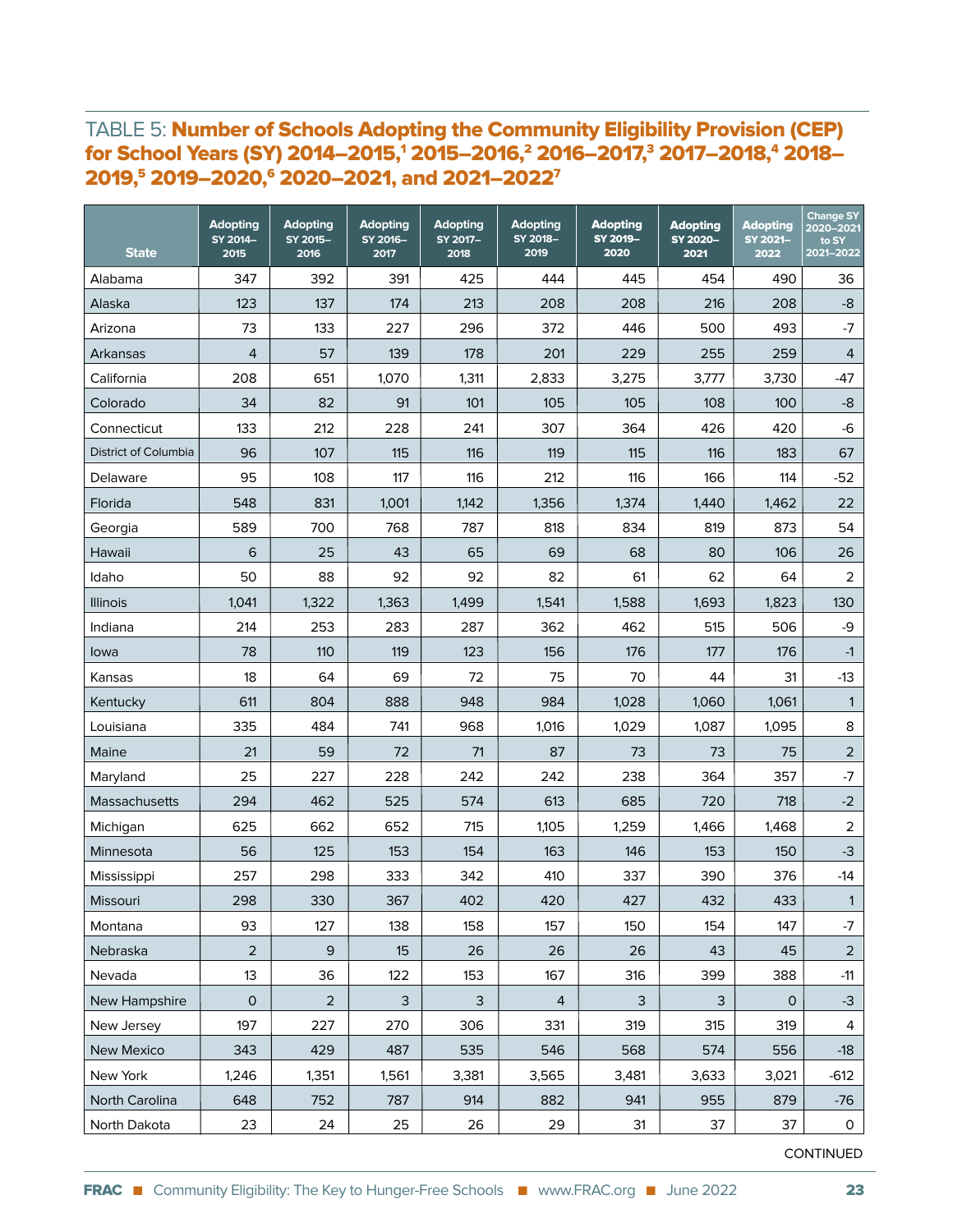## TABLE 5: Number of Schools Adopting the Community Eligibility Provision (CEP) for School Years (SY) 2014–2015,[1] 2015–2016,[2] 2016–2017,[3] 2017–2018,[4] 2018–2019,[5] 2019–2020,[6] 2020–2021, and 2021–2022[7]

| State | Adopting SY 2014–2015 | Adopting SY 2015–2016 | Adopting SY 2016–2017 | Adopting SY 2017–2018 | Adopting SY 2018–2019 | Adopting SY 2019–2020 | Adopting SY 2020–2021 | Adopting SY 2021–2022 | Change SY 2020–2021 to SY 2021–2022 |
|---|---|---|---|---|---|---|---|---|---|
| Alabama | 347 | 392 | 391 | 425 | 444 | 445 | 454 | 490 | 36 |
| Alaska | 123 | 137 | 174 | 213 | 208 | 208 | 216 | 208 | -8 |
| Arizona | 73 | 133 | 227 | 296 | 372 | 446 | 500 | 493 | -7 |
| Arkansas | 4 | 57 | 139 | 178 | 201 | 229 | 255 | 259 | 4 |
| California | 208 | 651 | 1,070 | 1,311 | 2,833 | 3,275 | 3,777 | 3,730 | -47 |
| Colorado | 34 | 82 | 91 | 101 | 105 | 105 | 108 | 100 | -8 |
| Connecticut | 133 | 212 | 228 | 241 | 307 | 364 | 426 | 420 | -6 |
| District of Columbia | 96 | 107 | 115 | 116 | 119 | 115 | 116 | 183 | 67 |
| Delaware | 95 | 108 | 117 | 116 | 212 | 116 | 166 | 114 | -52 |
| Florida | 548 | 831 | 1,001 | 1,142 | 1,356 | 1,374 | 1,440 | 1,462 | 22 |
| Georgia | 589 | 700 | 768 | 787 | 818 | 834 | 819 | 873 | 54 |
| Hawaii | 6 | 25 | 43 | 65 | 69 | 68 | 80 | 106 | 26 |
| Idaho | 50 | 88 | 92 | 92 | 82 | 61 | 62 | 64 | 2 |
| Illinois | 1,041 | 1,322 | 1,363 | 1,499 | 1,541 | 1,588 | 1,693 | 1,823 | 130 |
| Indiana | 214 | 253 | 283 | 287 | 362 | 462 | 515 | 506 | -9 |
| Iowa | 78 | 110 | 119 | 123 | 156 | 176 | 177 | 176 | -1 |
| Kansas | 18 | 64 | 69 | 72 | 75 | 70 | 44 | 31 | -13 |
| Kentucky | 611 | 804 | 888 | 948 | 984 | 1,028 | 1,060 | 1,061 | 1 |
| Louisiana | 335 | 484 | 741 | 968 | 1,016 | 1,029 | 1,087 | 1,095 | 8 |
| Maine | 21 | 59 | 72 | 71 | 87 | 73 | 73 | 75 | 2 |
| Maryland | 25 | 227 | 228 | 242 | 242 | 238 | 364 | 357 | -7 |
| Massachusetts | 294 | 462 | 525 | 574 | 613 | 685 | 720 | 718 | -2 |
| Michigan | 625 | 662 | 652 | 715 | 1,105 | 1,259 | 1,466 | 1,468 | 2 |
| Minnesota | 56 | 125 | 153 | 154 | 163 | 146 | 153 | 150 | -3 |
| Mississippi | 257 | 298 | 333 | 342 | 410 | 337 | 390 | 376 | -14 |
| Missouri | 298 | 330 | 367 | 402 | 420 | 427 | 432 | 433 | 1 |
| Montana | 93 | 127 | 138 | 158 | 157 | 150 | 154 | 147 | -7 |
| Nebraska | 2 | 9 | 15 | 26 | 26 | 26 | 43 | 45 | 2 |
| Nevada | 13 | 36 | 122 | 153 | 167 | 316 | 399 | 388 | -11 |
| New Hampshire | 0 | 2 | 3 | 3 | 4 | 3 | 3 | 0 | -3 |
| New Jersey | 197 | 227 | 270 | 306 | 331 | 319 | 315 | 319 | 4 |
| New Mexico | 343 | 429 | 487 | 535 | 546 | 568 | 574 | 556 | -18 |
| New York | 1,246 | 1,351 | 1,561 | 3,381 | 3,565 | 3,481 | 3,633 | 3,021 | -612 |
| North Carolina | 648 | 752 | 787 | 914 | 882 | 941 | 955 | 879 | -76 |
| North Dakota | 23 | 24 | 25 | 26 | 29 | 31 | 37 | 37 | 0 |

CONTINUED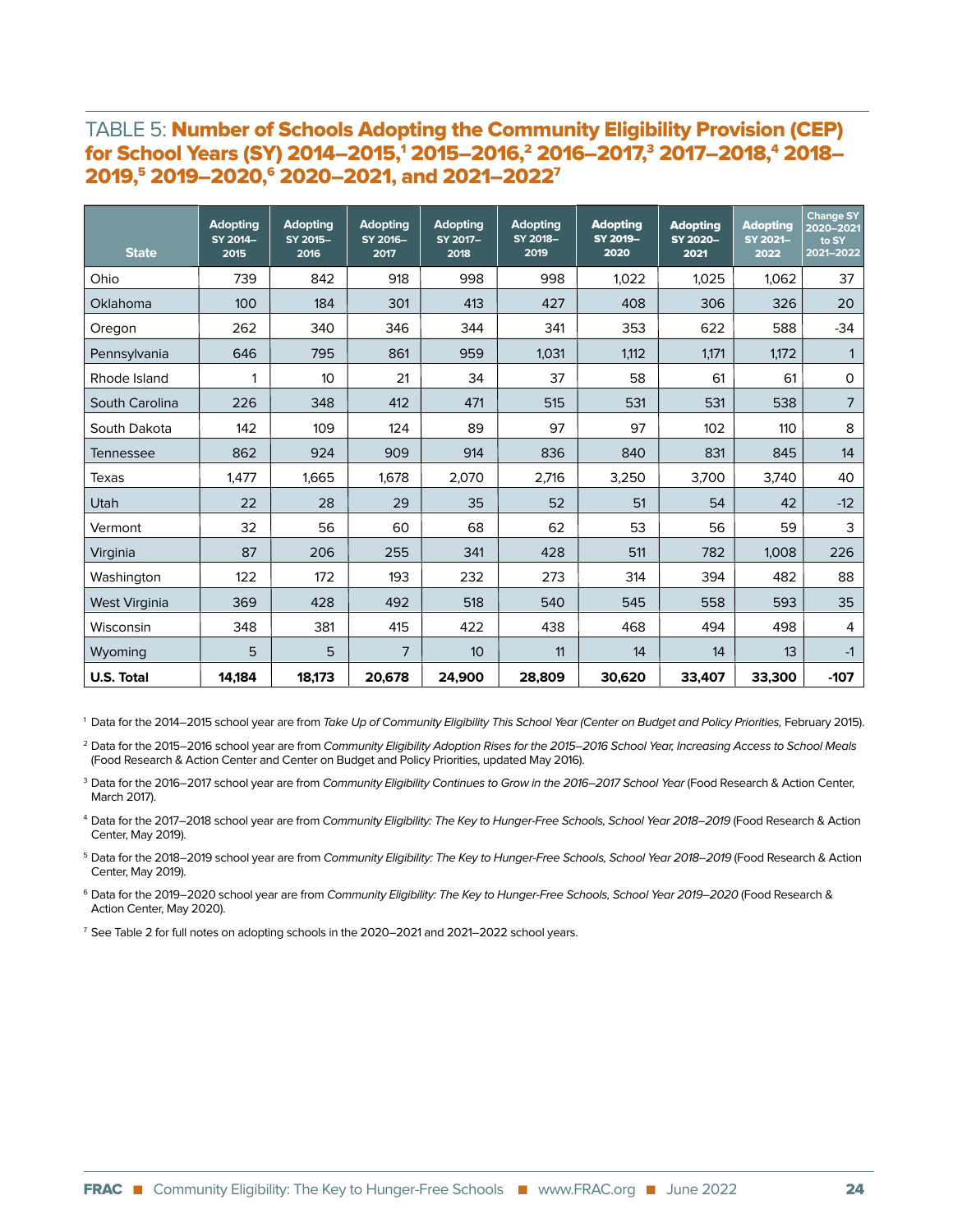## TABLE 5: **Number of Schools Adopting the Community Eligibility Provision (CEP) for School Years (SY) 2014–2015,[1] 2015–2016,[2] 2016–2017,[3] 2017–2018,[4] 2018–2019,[5] 2019–2020,[6] 2020–2021, and 2021–2022[7]**

| State | Adopting SY 2014–2015 | Adopting SY 2015–2016 | Adopting SY 2016–2017 | Adopting SY 2017–2018 | Adopting SY 2018–2019 | Adopting SY 2019–2020 | Adopting SY 2020–2021 | Adopting SY 2021–2022 | Change SY 2020–2021 to SY 2021–2022 |
|---|---|---|---|---|---|---|---|---|---|
| Ohio | 739 | 842 | 918 | 998 | 998 | 1,022 | 1,025 | 1,062 | 37 |
| Oklahoma | 100 | 184 | 301 | 413 | 427 | 408 | 306 | 326 | 20 |
| Oregon | 262 | 340 | 346 | 344 | 341 | 353 | 622 | 588 | -34 |
| Pennsylvania | 646 | 795 | 861 | 959 | 1,031 | 1,112 | 1,171 | 1,172 | 1 |
| Rhode Island | 1 | 10 | 21 | 34 | 37 | 58 | 61 | 61 | 0 |
| South Carolina | 226 | 348 | 412 | 471 | 515 | 531 | 531 | 538 | 7 |
| South Dakota | 142 | 109 | 124 | 89 | 97 | 97 | 102 | 110 | 8 |
| Tennessee | 862 | 924 | 909 | 914 | 836 | 840 | 831 | 845 | 14 |
| Texas | 1,477 | 1,665 | 1,678 | 2,070 | 2,716 | 3,250 | 3,700 | 3,740 | 40 |
| Utah | 22 | 28 | 29 | 35 | 52 | 51 | 54 | 42 | -12 |
| Vermont | 32 | 56 | 60 | 68 | 62 | 53 | 56 | 59 | 3 |
| Virginia | 87 | 206 | 255 | 341 | 428 | 511 | 782 | 1,008 | 226 |
| Washington | 122 | 172 | 193 | 232 | 273 | 314 | 394 | 482 | 88 |
| West Virginia | 369 | 428 | 492 | 518 | 540 | 545 | 558 | 593 | 35 |
| Wisconsin | 348 | 381 | 415 | 422 | 438 | 468 | 494 | 498 | 4 |
| Wyoming | 5 | 5 | 7 | 10 | 11 | 14 | 14 | 13 | -1 |
| **U.S. Total** | **14,184** | **18,173** | **20,678** | **24,900** | **28,809** | **30,620** | **33,407** | **33,300** | **-107** |

[1] Data for the 2014–2015 school year are from *Take Up of Community Eligibility This School Year (Center on Budget and Policy Priorities,* February 2015).

[2] Data for the 2015–2016 school year are from *Community Eligibility Adoption Rises for the 2015–2016 School Year, Increasing Access to School Meals* (Food Research & Action Center and Center on Budget and Policy Priorities, updated May 2016).

[3] Data for the 2016–2017 school year are from *Community Eligibility Continues to Grow in the 2016–2017 School Year* (Food Research & Action Center, March 2017).

[4] Data for the 2017–2018 school year are from *Community Eligibility: The Key to Hunger-Free Schools, School Year 2018–2019* (Food Research & Action Center, May 2019).

[5] Data for the 2018–2019 school year are from *Community Eligibility: The Key to Hunger-Free Schools, School Year 2018–2019* (Food Research & Action Center, May 2019).

[6] Data for the 2019–2020 school year are from *Community Eligibility: The Key to Hunger-Free Schools, School Year 2019–2020* (Food Research & Action Center, May 2020).

[7] See Table 2 for full notes on adopting schools in the 2020–2021 and 2021–2022 school years.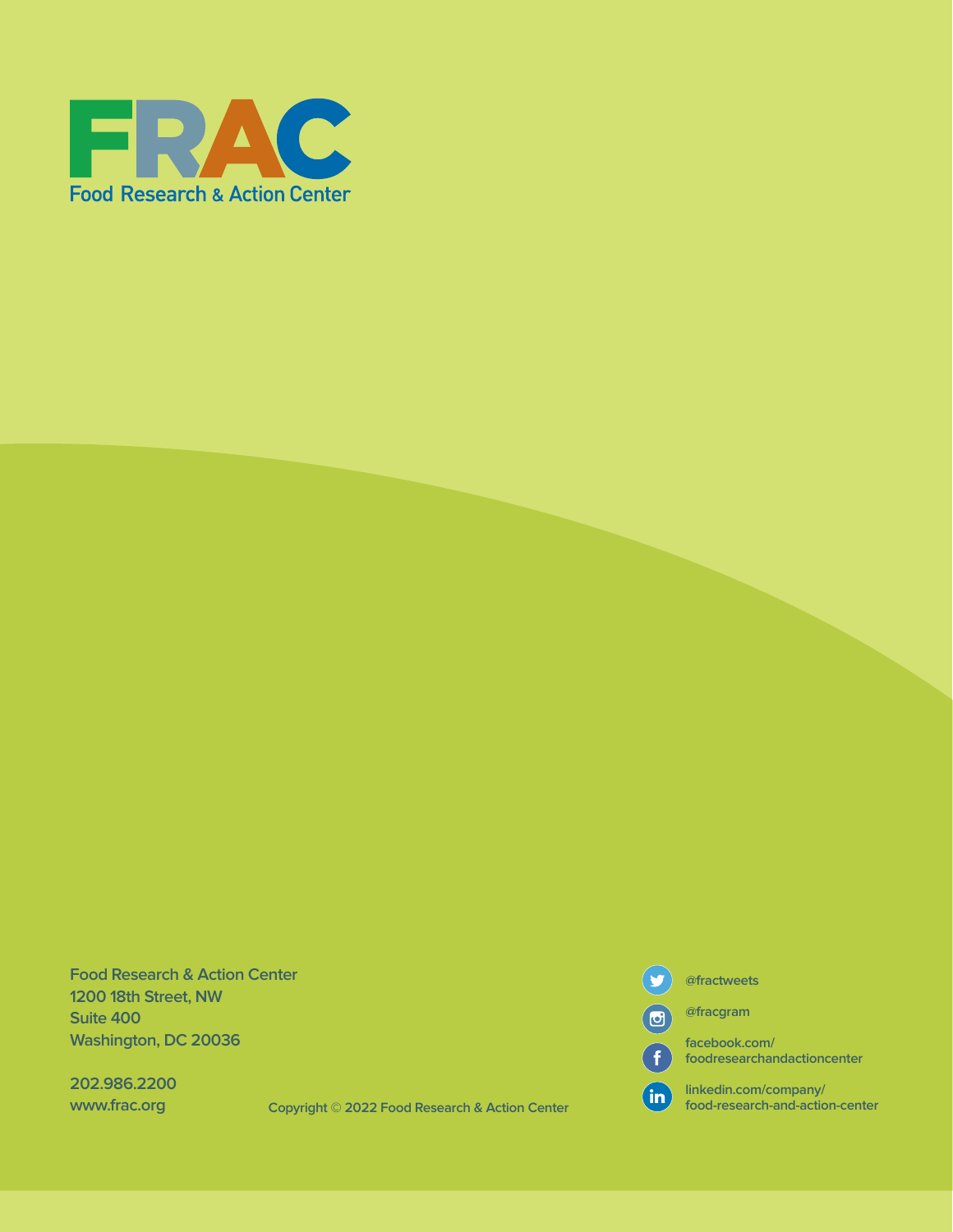FRAC

Food Research & Action Center

Food Research & Action Center
1200 18th Street, NW
Suite 400
Washington, DC 20036

202.986.2200
www.frac.org

Copyright © 2022 Food Research & Action Center

@fractweets

@fracgram

facebook.com/
foodresearchandactioncenter

linkedin.com/company/
food-research-and-action-center